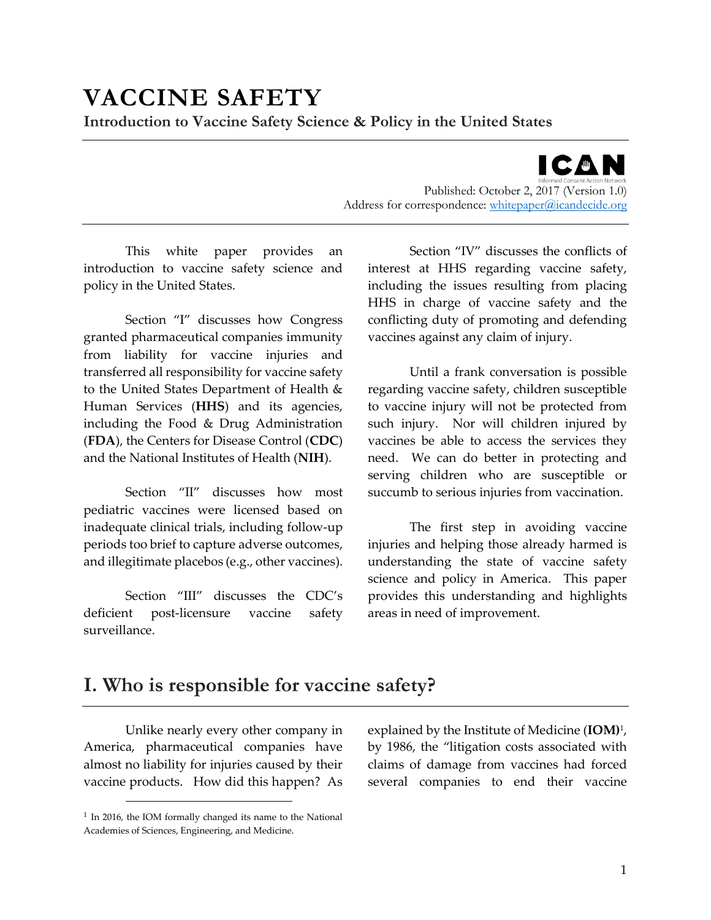# VACCINE SAFETY

**Introduction to Vaccine Safety Science & Policy in the United States**

ICAN
Informed Consent Action Network

Published: October 2, 2017 (Version 1.0)
Address for correspondence: whitepaper@icandecide.org

This white paper provides an introduction to vaccine safety science and policy in the United States.

Section "I" discusses how Congress granted pharmaceutical companies immunity from liability for vaccine injuries and transferred all responsibility for vaccine safety to the United States Department of Health & Human Services (**HHS**) and its agencies, including the Food & Drug Administration (**FDA**), the Centers for Disease Control (**CDC**) and the National Institutes of Health (**NIH**).

Section "II" discusses how most pediatric vaccines were licensed based on inadequate clinical trials, including follow-up periods too brief to capture adverse outcomes, and illegitimate placebos (e.g., other vaccines).

Section "III" discusses the CDC's deficient post-licensure vaccine safety surveillance.

Section "IV" discusses the conflicts of interest at HHS regarding vaccine safety, including the issues resulting from placing HHS in charge of vaccine safety and the conflicting duty of promoting and defending vaccines against any claim of injury.

Until a frank conversation is possible regarding vaccine safety, children susceptible to vaccine injury will not be protected from such injury. Nor will children injured by vaccines be able to access the services they need. We can do better in protecting and serving children who are susceptible or succumb to serious injuries from vaccination.

The first step in avoiding vaccine injuries and helping those already harmed is understanding the state of vaccine safety science and policy in America. This paper provides this understanding and highlights areas in need of improvement.

## I. Who is responsible for vaccine safety?

Unlike nearly every other company in America, pharmaceutical companies have almost no liability for injuries caused by their vaccine products. How did this happen? As explained by the Institute of Medicine (**IOM**)[1], by 1986, the "litigation costs associated with claims of damage from vaccines had forced several companies to end their vaccine

[1] In 2016, the IOM formally changed its name to the National Academies of Sciences, Engineering, and Medicine.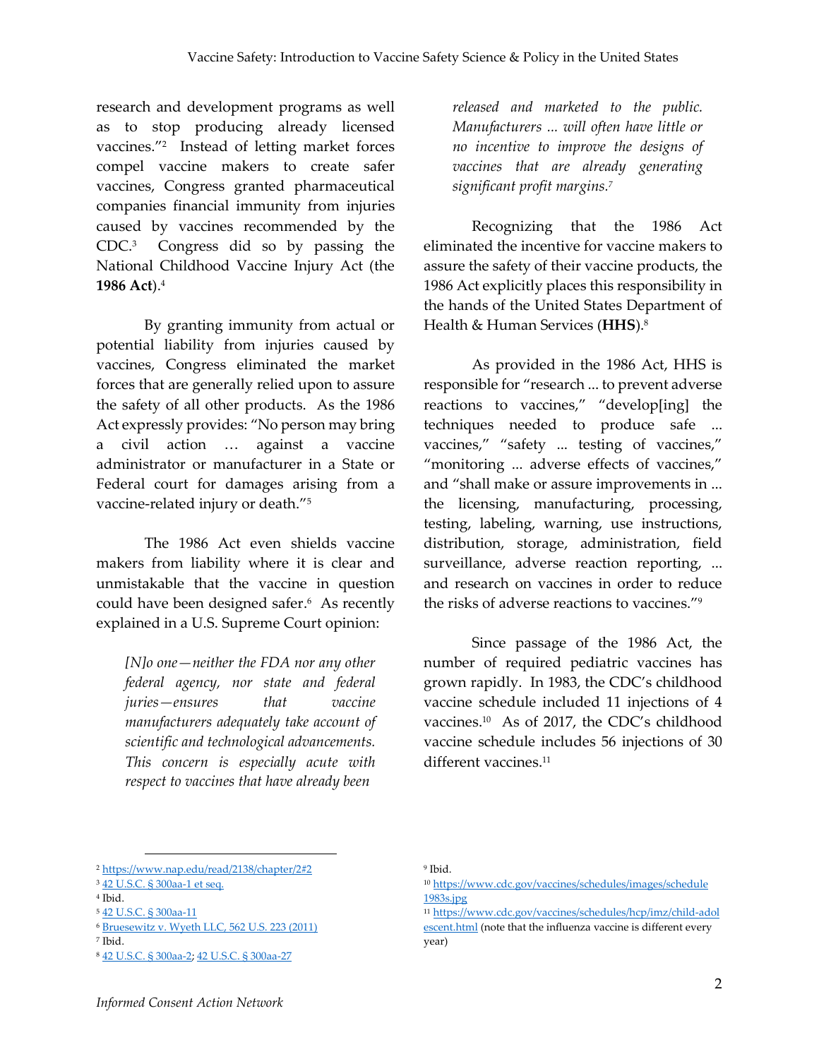research and development programs as well as to stop producing already licensed vaccines."[2] Instead of letting market forces compel vaccine makers to create safer vaccines, Congress granted pharmaceutical companies financial immunity from injuries caused by vaccines recommended by the CDC.[3] Congress did so by passing the National Childhood Vaccine Injury Act (the **1986 Act**).[4]

By granting immunity from actual or potential liability from injuries caused by vaccines, Congress eliminated the market forces that are generally relied upon to assure the safety of all other products. As the 1986 Act expressly provides: "No person may bring a civil action … against a vaccine administrator or manufacturer in a State or Federal court for damages arising from a vaccine-related injury or death."[5]

The 1986 Act even shields vaccine makers from liability where it is clear and unmistakable that the vaccine in question could have been designed safer.[6] As recently explained in a U.S. Supreme Court opinion:

> *[N]o one—neither the FDA nor any other federal agency, nor state and federal juries—ensures that vaccine manufacturers adequately take account of scientific and technological advancements. This concern is especially acute with respect to vaccines that have already been released and marketed to the public. Manufacturers ... will often have little or no incentive to improve the designs of vaccines that are already generating significant profit margins.*[7]

Recognizing that the 1986 Act eliminated the incentive for vaccine makers to assure the safety of their vaccine products, the 1986 Act explicitly places this responsibility in the hands of the United States Department of Health & Human Services (**HHS**).[8]

As provided in the 1986 Act, HHS is responsible for "research ... to prevent adverse reactions to vaccines," "develop[ing] the techniques needed to produce safe ... vaccines," "safety ... testing of vaccines," "monitoring ... adverse effects of vaccines," and "shall make or assure improvements in ... the licensing, manufacturing, processing, testing, labeling, warning, use instructions, distribution, storage, administration, field surveillance, adverse reaction reporting, ... and research on vaccines in order to reduce the risks of adverse reactions to vaccines."[9]

Since passage of the 1986 Act, the number of required pediatric vaccines has grown rapidly. In 1983, the CDC's childhood vaccine schedule included 11 injections of 4 vaccines.[10] As of 2017, the CDC's childhood vaccine schedule includes 56 injections of 30 different vaccines.[11]

---

[2] https://www.nap.edu/read/2138/chapter/2#2
[3] 42 U.S.C. § 300aa-1 et seq.
[4] Ibid.
[5] 42 U.S.C. § 300aa-11
[6] Bruesewitz v. Wyeth LLC, 562 U.S. 223 (2011)
[7] Ibid.
[8] 42 U.S.C. § 300aa-2; 42 U.S.C. § 300aa-27
[9] Ibid.
[10] https://www.cdc.gov/vaccines/schedules/images/schedule1983s.jpg
[11] https://www.cdc.gov/vaccines/schedules/hcp/imz/child-adolescent.html (note that the influenza vaccine is different every year)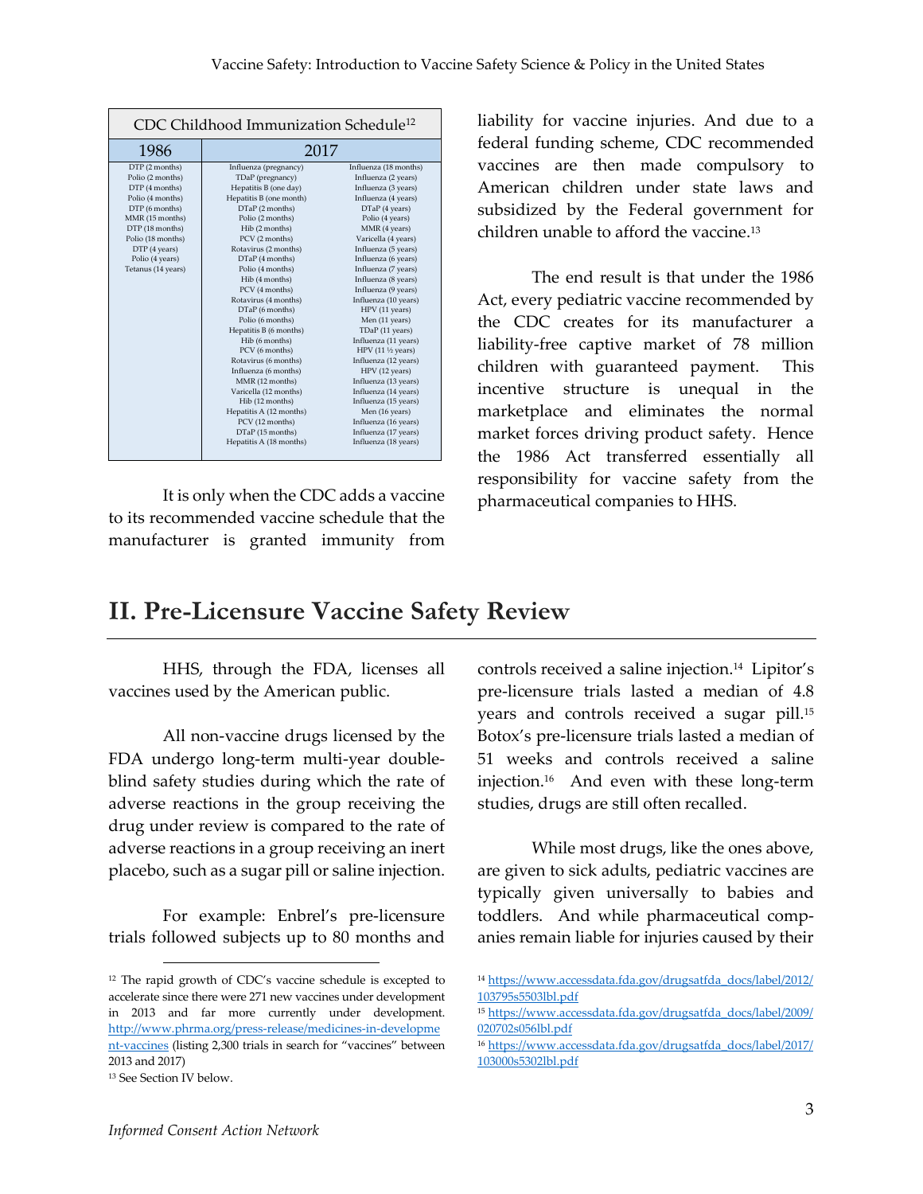| CDC Childhood Immunization Schedule[12] | | |
|---|---|---|
| 1986 | 2017 | |
| DTP (2 months) | Influenza (pregnancy) | Influenza (18 months) |
| Polio (2 months) | TDaP (pregnancy) | Influenza (2 years) |
| DTP (4 months) | Hepatitis B (one day) | Influenza (3 years) |
| Polio (4 months) | Hepatitis B (one month) | Influenza (4 years) |
| DTP (6 months) | DTaP (2 months) | DTaP (4 years) |
| MMR (15 months) | Polio (2 months) | Polio (4 years) |
| DTP (18 months) | Hib (2 months) | MMR (4 years) |
| Polio (18 months) | PCV (2 months) | Varicella (4 years) |
| DTP (4 years) | Rotavirus (2 months) | Influenza (5 years) |
| Polio (4 years) | DTaP (4 months) | Influenza (6 years) |
| Tetanus (14 years) | Polio (4 months) | Influenza (7 years) |
| | Hib (4 months) | Influenza (8 years) |
| | PCV (4 months) | Influenza (9 years) |
| | Rotavirus (4 months) | Influenza (10 years) |
| | DTaP (6 months) | HPV (11 years) |
| | Polio (6 months) | Men (11 years) |
| | Hepatitis B (6 months) | TDaP (11 years) |
| | Hib (6 months) | Influenza (11 years) |
| | PCV (6 months) | HPV (11 ½ years) |
| | Rotavirus (6 months) | Influenza (12 years) |
| | Influenza (6 months) | HPV (12 years) |
| | MMR (12 months) | Influenza (13 years) |
| | Varicella (12 months) | Influenza (14 years) |
| | Hib (12 months) | Influenza (15 years) |
| | Hepatitis A (12 months) | Men (16 years) |
| | PCV (12 months) | Influenza (16 years) |
| | DTaP (15 months) | Influenza (17 years) |
| | Hepatitis A (18 months) | Influenza (18 years) |

It is only when the CDC adds a vaccine to its recommended vaccine schedule that the manufacturer is granted immunity from liability for vaccine injuries. And due to a federal funding scheme, CDC recommended vaccines are then made compulsory to American children under state laws and subsidized by the Federal government for children unable to afford the vaccine.[13]

The end result is that under the 1986 Act, every pediatric vaccine recommended by the CDC creates for its manufacturer a liability-free captive market of 78 million children with guaranteed payment. This incentive structure is unequal in the marketplace and eliminates the normal market forces driving product safety. Hence the 1986 Act transferred essentially all responsibility for vaccine safety from the pharmaceutical companies to HHS.

# II. Pre-Licensure Vaccine Safety Review

HHS, through the FDA, licenses all vaccines used by the American public.

All non-vaccine drugs licensed by the FDA undergo long-term multi-year double-blind safety studies during which the rate of adverse reactions in the group receiving the drug under review is compared to the rate of adverse reactions in a group receiving an inert placebo, such as a sugar pill or saline injection.

For example: Enbrel's pre-licensure trials followed subjects up to 80 months and controls received a saline injection.[14] Lipitor's pre-licensure trials lasted a median of 4.8 years and controls received a sugar pill.[15] Botox's pre-licensure trials lasted a median of 51 weeks and controls received a saline injection.[16] And even with these long-term studies, drugs are still often recalled.

While most drugs, like the ones above, are given to sick adults, pediatric vaccines are typically given universally to babies and toddlers. And while pharmaceutical companies remain liable for injuries caused by their

---

[12] The rapid growth of CDC's vaccine schedule is excepted to accelerate since there were 271 new vaccines under development in 2013 and far more currently under development. http://www.phrma.org/press-release/medicines-in-development-vaccines (listing 2,300 trials in search for "vaccines" between 2013 and 2017)

[13] See Section IV below.

[14] https://www.accessdata.fda.gov/drugsatfda_docs/label/2012/103795s5503lbl.pdf

[15] https://www.accessdata.fda.gov/drugsatfda_docs/label/2009/020702s056lbl.pdf

[16] https://www.accessdata.fda.gov/drugsatfda_docs/label/2017/103000s5302lbl.pdf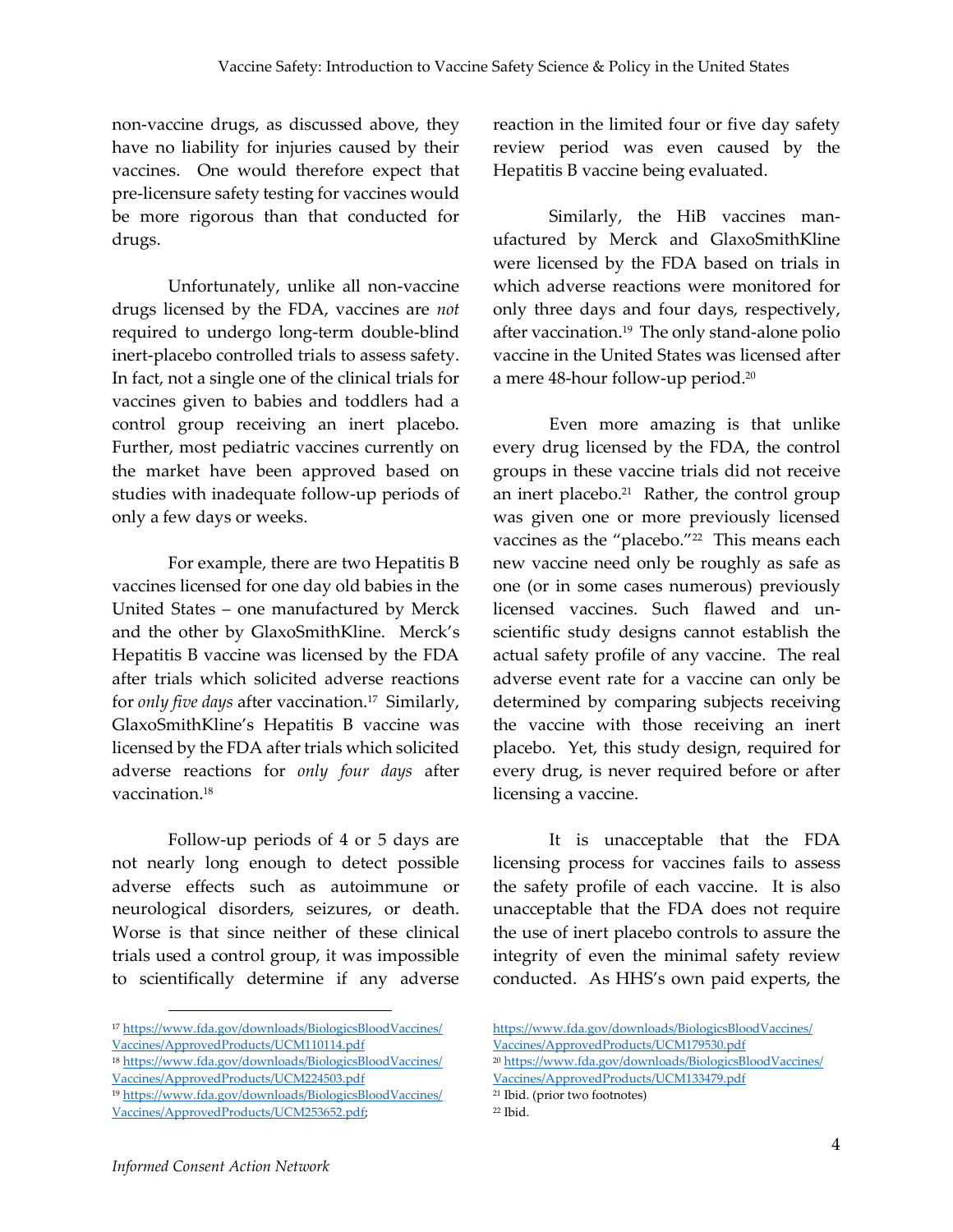non-vaccine drugs, as discussed above, they have no liability for injuries caused by their vaccines. One would therefore expect that pre-licensure safety testing for vaccines would be more rigorous than that conducted for drugs.

Unfortunately, unlike all non-vaccine drugs licensed by the FDA, vaccines are *not* required to undergo long-term double-blind inert-placebo controlled trials to assess safety. In fact, not a single one of the clinical trials for vaccines given to babies and toddlers had a control group receiving an inert placebo. Further, most pediatric vaccines currently on the market have been approved based on studies with inadequate follow-up periods of only a few days or weeks.

For example, there are two Hepatitis B vaccines licensed for one day old babies in the United States – one manufactured by Merck and the other by GlaxoSmithKline. Merck's Hepatitis B vaccine was licensed by the FDA after trials which solicited adverse reactions for *only five days* after vaccination.[17] Similarly, GlaxoSmithKline's Hepatitis B vaccine was licensed by the FDA after trials which solicited adverse reactions for *only four days* after vaccination.[18]

Follow-up periods of 4 or 5 days are not nearly long enough to detect possible adverse effects such as autoimmune or neurological disorders, seizures, or death. Worse is that since neither of these clinical trials used a control group, it was impossible to scientifically determine if any adverse reaction in the limited four or five day safety review period was even caused by the Hepatitis B vaccine being evaluated.

Similarly, the HiB vaccines manufactured by Merck and GlaxoSmithKline were licensed by the FDA based on trials in which adverse reactions were monitored for only three days and four days, respectively, after vaccination.[19] The only stand-alone polio vaccine in the United States was licensed after a mere 48-hour follow-up period.[20]

Even more amazing is that unlike every drug licensed by the FDA, the control groups in these vaccine trials did not receive an inert placebo.[21] Rather, the control group was given one or more previously licensed vaccines as the "placebo."[22] This means each new vaccine need only be roughly as safe as one (or in some cases numerous) previously licensed vaccines. Such flawed and unscientific study designs cannot establish the actual safety profile of any vaccine. The real adverse event rate for a vaccine can only be determined by comparing subjects receiving the vaccine with those receiving an inert placebo. Yet, this study design, required for every drug, is never required before or after licensing a vaccine.

It is unacceptable that the FDA licensing process for vaccines fails to assess the safety profile of each vaccine. It is also unacceptable that the FDA does not require the use of inert placebo controls to assure the integrity of even the minimal safety review conducted. As HHS's own paid experts, the

---

[17] https://www.fda.gov/downloads/BiologicsBloodVaccines/Vaccines/ApprovedProducts/UCM110114.pdf

[18] https://www.fda.gov/downloads/BiologicsBloodVaccines/Vaccines/ApprovedProducts/UCM224503.pdf

[19] https://www.fda.gov/downloads/BiologicsBloodVaccines/Vaccines/ApprovedProducts/UCM253652.pdf; https://www.fda.gov/downloads/BiologicsBloodVaccines/Vaccines/ApprovedProducts/UCM179530.pdf

[20] https://www.fda.gov/downloads/BiologicsBloodVaccines/Vaccines/ApprovedProducts/UCM133479.pdf

[21] Ibid. (prior two footnotes)

[22] Ibid.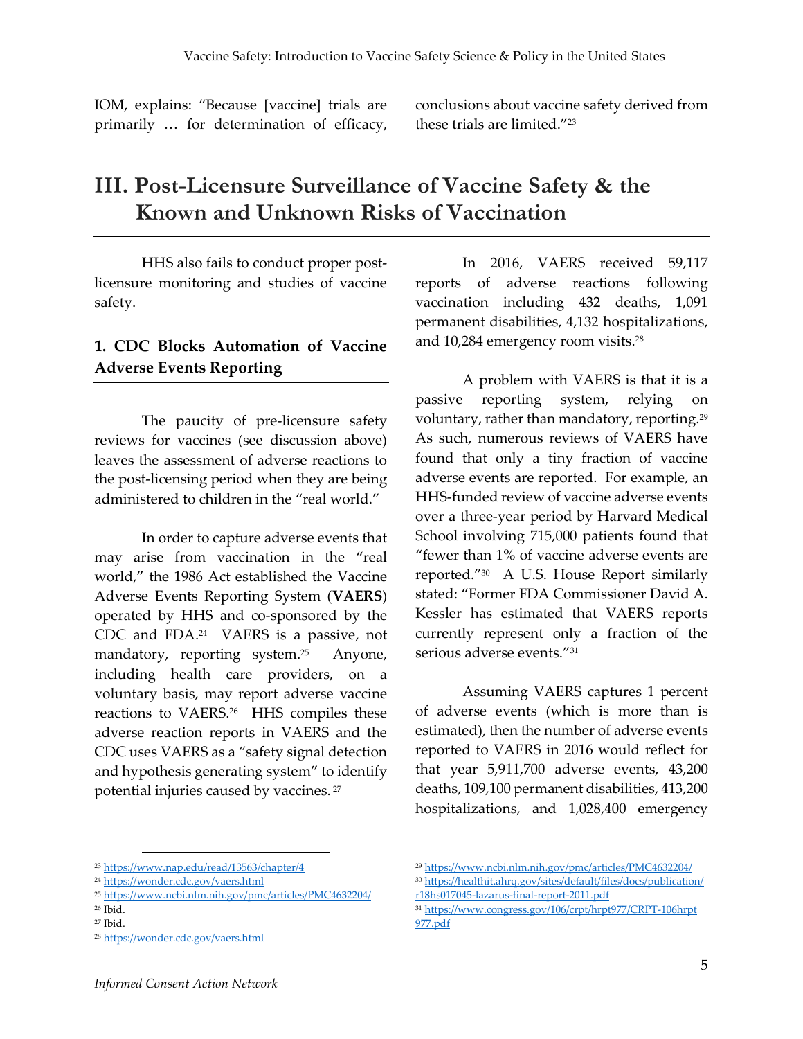IOM, explains: "Because [vaccine] trials are primarily … for determination of efficacy, conclusions about vaccine safety derived from these trials are limited."[23]

## III. Post-Licensure Surveillance of Vaccine Safety & the Known and Unknown Risks of Vaccination

HHS also fails to conduct proper post-licensure monitoring and studies of vaccine safety.

### 1. CDC Blocks Automation of Vaccine Adverse Events Reporting

The paucity of pre-licensure safety reviews for vaccines (see discussion above) leaves the assessment of adverse reactions to the post-licensing period when they are being administered to children in the "real world."

In order to capture adverse events that may arise from vaccination in the "real world," the 1986 Act established the Vaccine Adverse Events Reporting System (**VAERS**) operated by HHS and co-sponsored by the CDC and FDA.[24] VAERS is a passive, not mandatory, reporting system.[25] Anyone, including health care providers, on a voluntary basis, may report adverse vaccine reactions to VAERS.[26] HHS compiles these adverse reaction reports in VAERS and the CDC uses VAERS as a "safety signal detection and hypothesis generating system" to identify potential injuries caused by vaccines.[27]

In 2016, VAERS received 59,117 reports of adverse reactions following vaccination including 432 deaths, 1,091 permanent disabilities, 4,132 hospitalizations, and 10,284 emergency room visits.[28]

A problem with VAERS is that it is a passive reporting system, relying on voluntary, rather than mandatory, reporting.[29] As such, numerous reviews of VAERS have found that only a tiny fraction of vaccine adverse events are reported. For example, an HHS-funded review of vaccine adverse events over a three-year period by Harvard Medical School involving 715,000 patients found that "fewer than 1% of vaccine adverse events are reported."[30] A U.S. House Report similarly stated: "Former FDA Commissioner David A. Kessler has estimated that VAERS reports currently represent only a fraction of the serious adverse events."[31]

Assuming VAERS captures 1 percent of adverse events (which is more than is estimated), then the number of adverse events reported to VAERS in 2016 would reflect for that year 5,911,700 adverse events, 43,200 deaths, 109,100 permanent disabilities, 413,200 hospitalizations, and 1,028,400 emergency

---

[23] https://www.nap.edu/read/13563/chapter/4

[24] https://wonder.cdc.gov/vaers.html

[25] https://www.ncbi.nlm.nih.gov/pmc/articles/PMC4632204/

[26] Ibid.

[27] Ibid.

[28] https://wonder.cdc.gov/vaers.html

[29] https://www.ncbi.nlm.nih.gov/pmc/articles/PMC4632204/

[30] https://healthit.ahrq.gov/sites/default/files/docs/publication/r18hs017045-lazarus-final-report-2011.pdf

[31] https://www.congress.gov/106/crpt/hrpt977/CRPT-106hrpt977.pdf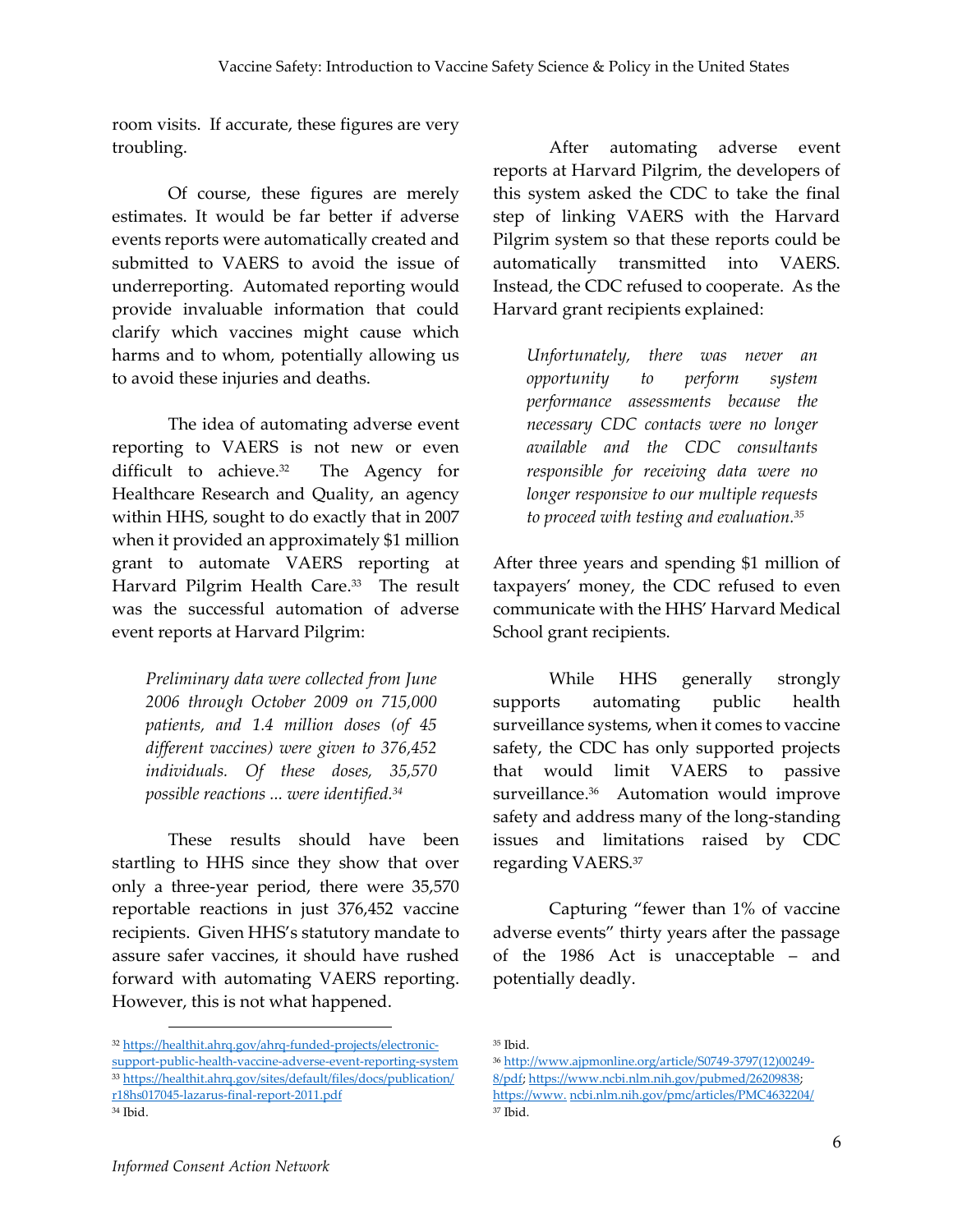room visits. If accurate, these figures are very troubling.

Of course, these figures are merely estimates. It would be far better if adverse events reports were automatically created and submitted to VAERS to avoid the issue of underreporting. Automated reporting would provide invaluable information that could clarify which vaccines might cause which harms and to whom, potentially allowing us to avoid these injuries and deaths.

The idea of automating adverse event reporting to VAERS is not new or even difficult to achieve.[32] The Agency for Healthcare Research and Quality, an agency within HHS, sought to do exactly that in 2007 when it provided an approximately $1 million grant to automate VAERS reporting at Harvard Pilgrim Health Care.[33] The result was the successful automation of adverse event reports at Harvard Pilgrim:

> *Preliminary data were collected from June 2006 through October 2009 on 715,000 patients, and 1.4 million doses (of 45 different vaccines) were given to 376,452 individuals. Of these doses, 35,570 possible reactions ... were identified.[34]*

These results should have been startling to HHS since they show that over only a three-year period, there were 35,570 reportable reactions in just 376,452 vaccine recipients. Given HHS's statutory mandate to assure safer vaccines, it should have rushed forward with automating VAERS reporting. However, this is not what happened.

After automating adverse event reports at Harvard Pilgrim, the developers of this system asked the CDC to take the final step of linking VAERS with the Harvard Pilgrim system so that these reports could be automatically transmitted into VAERS. Instead, the CDC refused to cooperate. As the Harvard grant recipients explained:

> *Unfortunately, there was never an opportunity to perform system performance assessments because the necessary CDC contacts were no longer available and the CDC consultants responsible for receiving data were no longer responsive to our multiple requests to proceed with testing and evaluation.[35]*

After three years and spending $1 million of taxpayers' money, the CDC refused to even communicate with the HHS' Harvard Medical School grant recipients.

While HHS generally strongly supports automating public health surveillance systems, when it comes to vaccine safety, the CDC has only supported projects that would limit VAERS to passive surveillance.[36] Automation would improve safety and address many of the long-standing issues and limitations raised by CDC regarding VAERS.[37]

Capturing "fewer than 1% of vaccine adverse events" thirty years after the passage of the 1986 Act is unacceptable – and potentially deadly.

---

[32] https://healthit.ahrq.gov/ahrq-funded-projects/electronic-support-public-health-vaccine-adverse-event-reporting-system

[33] https://healthit.ahrq.gov/sites/default/files/docs/publication/r18hs017045-lazarus-final-report-2011.pdf

[34] Ibid.

[35] Ibid.

[36] http://www.ajpmonline.org/article/S0749-3797(12)00249-8/pdf; https://www.ncbi.nlm.nih.gov/pubmed/26209838; https://www.ncbi.nlm.nih.gov/pmc/articles/PMC4632204/

[37] Ibid.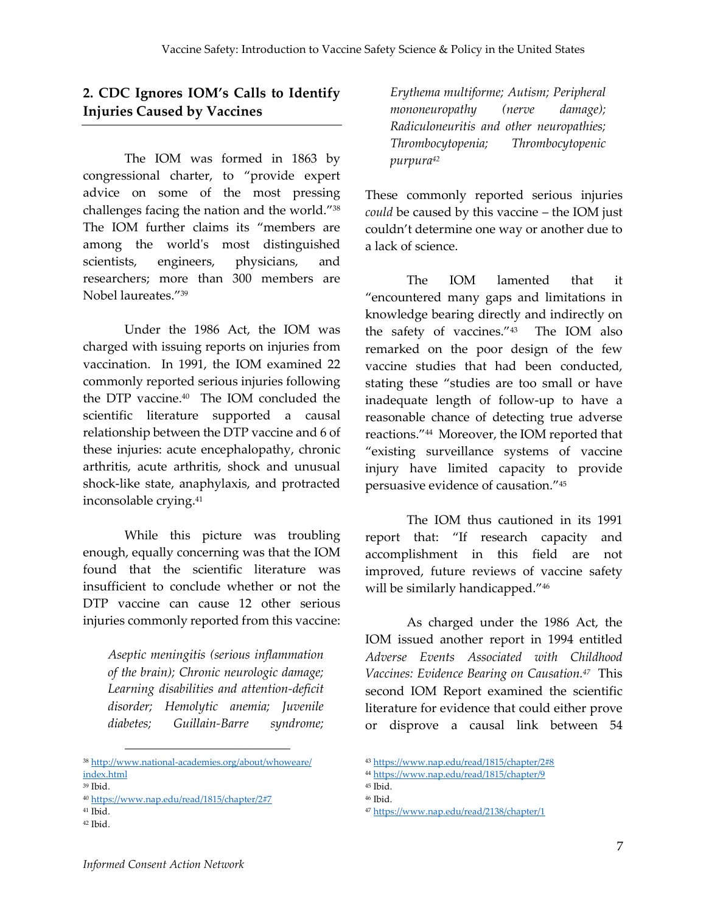## 2. CDC Ignores IOM's Calls to Identify Injuries Caused by Vaccines

The IOM was formed in 1863 by congressional charter, to "provide expert advice on some of the most pressing challenges facing the nation and the world."[38] The IOM further claims its "members are among the world's most distinguished scientists, engineers, physicians, and researchers; more than 300 members are Nobel laureates."[39]

Under the 1986 Act, the IOM was charged with issuing reports on injuries from vaccination. In 1991, the IOM examined 22 commonly reported serious injuries following the DTP vaccine.[40] The IOM concluded the scientific literature supported a causal relationship between the DTP vaccine and 6 of these injuries: acute encephalopathy, chronic arthritis, acute arthritis, shock and unusual shock-like state, anaphylaxis, and protracted inconsolable crying.[41]

While this picture was troubling enough, equally concerning was that the IOM found that the scientific literature was insufficient to conclude whether or not the DTP vaccine can cause 12 other serious injuries commonly reported from this vaccine:

> *Aseptic meningitis (serious inflammation of the brain); Chronic neurologic damage; Learning disabilities and attention-deficit disorder; Hemolytic anemia; Juvenile diabetes; Guillain-Barre syndrome; Erythema multiforme; Autism; Peripheral mononeuropathy (nerve damage); Radiculoneuritis and other neuropathies; Thrombocytopenia; Thrombocytopenic purpura*[42]

These commonly reported serious injuries *could* be caused by this vaccine – the IOM just couldn't determine one way or another due to a lack of science.

The IOM lamented that it "encountered many gaps and limitations in knowledge bearing directly and indirectly on the safety of vaccines."[43] The IOM also remarked on the poor design of the few vaccine studies that had been conducted, stating these "studies are too small or have inadequate length of follow-up to have a reasonable chance of detecting true adverse reactions."[44] Moreover, the IOM reported that "existing surveillance systems of vaccine injury have limited capacity to provide persuasive evidence of causation."[45]

The IOM thus cautioned in its 1991 report that: "If research capacity and accomplishment in this field are not improved, future reviews of vaccine safety will be similarly handicapped."[46]

As charged under the 1986 Act, the IOM issued another report in 1994 entitled *Adverse Events Associated with Childhood Vaccines: Evidence Bearing on Causation.*[47] This second IOM Report examined the scientific literature for evidence that could either prove or disprove a causal link between 54

---

[38] http://www.national-academies.org/about/whoweare/index.html
[39] Ibid.
[40] https://www.nap.edu/read/1815/chapter/2#7
[41] Ibid.
[42] Ibid.
[43] https://www.nap.edu/read/1815/chapter/2#8
[44] https://www.nap.edu/read/1815/chapter/9
[45] Ibid.
[46] Ibid.
[47] https://www.nap.edu/read/2138/chapter/1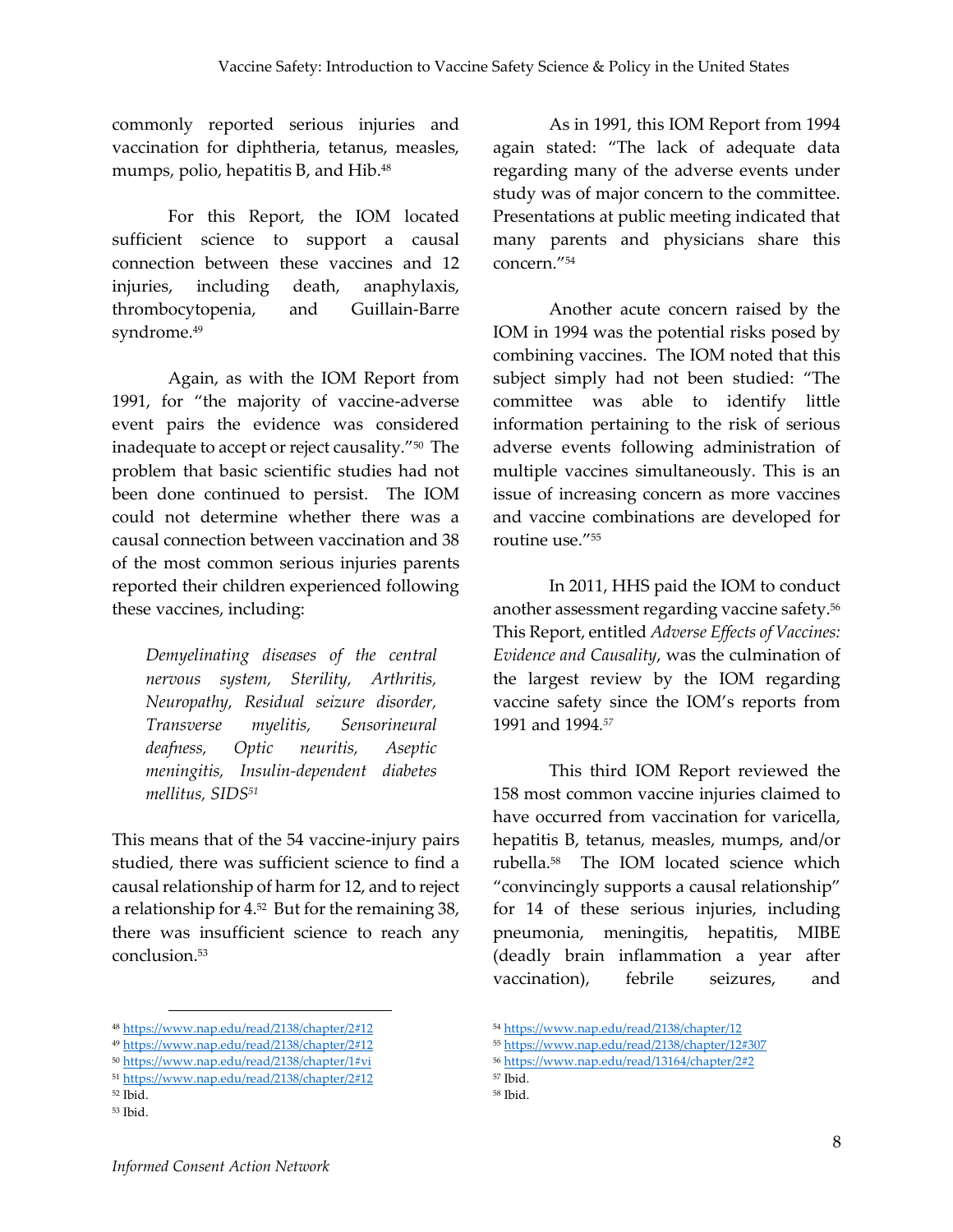commonly reported serious injuries and vaccination for diphtheria, tetanus, measles, mumps, polio, hepatitis B, and Hib.[48]

For this Report, the IOM located sufficient science to support a causal connection between these vaccines and 12 injuries, including death, anaphylaxis, thrombocytopenia, and Guillain-Barre syndrome.[49]

Again, as with the IOM Report from 1991, for "the majority of vaccine-adverse event pairs the evidence was considered inadequate to accept or reject causality."[50] The problem that basic scientific studies had not been done continued to persist. The IOM could not determine whether there was a causal connection between vaccination and 38 of the most common serious injuries parents reported their children experienced following these vaccines, including:

> *Demyelinating diseases of the central nervous system, Sterility, Arthritis, Neuropathy, Residual seizure disorder, Transverse myelitis, Sensorineural deafness, Optic neuritis, Aseptic meningitis, Insulin-dependent diabetes mellitus, SIDS*[51]

This means that of the 54 vaccine-injury pairs studied, there was sufficient science to find a causal relationship of harm for 12, and to reject a relationship for 4.[52] But for the remaining 38, there was insufficient science to reach any conclusion.[53]

As in 1991, this IOM Report from 1994 again stated: "The lack of adequate data regarding many of the adverse events under study was of major concern to the committee. Presentations at public meeting indicated that many parents and physicians share this concern."[54]

Another acute concern raised by the IOM in 1994 was the potential risks posed by combining vaccines. The IOM noted that this subject simply had not been studied: "The committee was able to identify little information pertaining to the risk of serious adverse events following administration of multiple vaccines simultaneously. This is an issue of increasing concern as more vaccines and vaccine combinations are developed for routine use."[55]

In 2011, HHS paid the IOM to conduct another assessment regarding vaccine safety.[56] This Report, entitled *Adverse Effects of Vaccines: Evidence and Causality*, was the culmination of the largest review by the IOM regarding vaccine safety since the IOM's reports from 1991 and 1994.[57]

This third IOM Report reviewed the 158 most common vaccine injuries claimed to have occurred from vaccination for varicella, hepatitis B, tetanus, measles, mumps, and/or rubella.[58] The IOM located science which "convincingly supports a causal relationship" for 14 of these serious injuries, including pneumonia, meningitis, hepatitis, MIBE (deadly brain inflammation a year after vaccination), febrile seizures, and

---

[48] https://www.nap.edu/read/2138/chapter/2#12
[49] https://www.nap.edu/read/2138/chapter/2#12
[50] https://www.nap.edu/read/2138/chapter/1#vi
[51] https://www.nap.edu/read/2138/chapter/2#12
[52] Ibid.
[53] Ibid.
[54] https://www.nap.edu/read/2138/chapter/12
[55] https://www.nap.edu/read/2138/chapter/12#307
[56] https://www.nap.edu/read/13164/chapter/2#2
[57] Ibid.
[58] Ibid.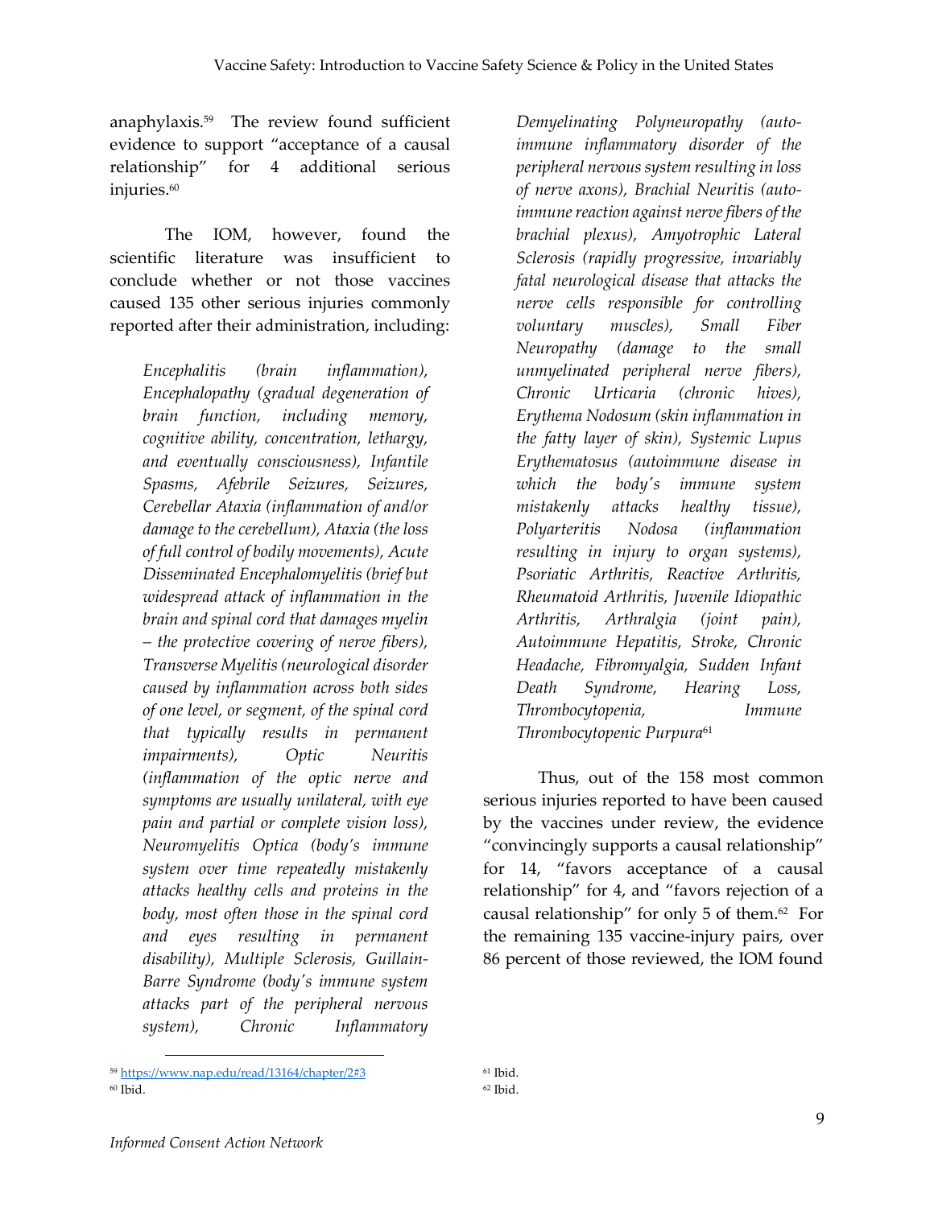anaphylaxis.[59] The review found sufficient evidence to support "acceptance of a causal relationship" for 4 additional serious injuries.[60]

The IOM, however, found the scientific literature was insufficient to conclude whether or not those vaccines caused 135 other serious injuries commonly reported after their administration, including:

> *Encephalitis (brain inflammation), Encephalopathy (gradual degeneration of brain function, including memory, cognitive ability, concentration, lethargy, and eventually consciousness), Infantile Spasms, Afebrile Seizures, Seizures, Cerebellar Ataxia (inflammation of and/or damage to the cerebellum), Ataxia (the loss of full control of bodily movements), Acute Disseminated Encephalomyelitis (brief but widespread attack of inflammation in the brain and spinal cord that damages myelin – the protective covering of nerve fibers), Transverse Myelitis (neurological disorder caused by inflammation across both sides of one level, or segment, of the spinal cord that typically results in permanent impairments), Optic Neuritis (inflammation of the optic nerve and symptoms are usually unilateral, with eye pain and partial or complete vision loss), Neuromyelitis Optica (body's immune system over time repeatedly mistakenly attacks healthy cells and proteins in the body, most often those in the spinal cord and eyes resulting in permanent disability), Multiple Sclerosis, Guillain-Barre Syndrome (body's immune system attacks part of the peripheral nervous system), Chronic Inflammatory Demyelinating Polyneuropathy (auto-immune inflammatory disorder of the peripheral nervous system resulting in loss of nerve axons), Brachial Neuritis (auto-immune reaction against nerve fibers of the brachial plexus), Amyotrophic Lateral Sclerosis (rapidly progressive, invariably fatal neurological disease that attacks the nerve cells responsible for controlling voluntary muscles), Small Fiber Neuropathy (damage to the small unmyelinated peripheral nerve fibers), Chronic Urticaria (chronic hives), Erythema Nodosum (skin inflammation in the fatty layer of skin), Systemic Lupus Erythematosus (autoimmune disease in which the body's immune system mistakenly attacks healthy tissue), Polyarteritis Nodosa (inflammation resulting in injury to organ systems), Psoriatic Arthritis, Reactive Arthritis, Rheumatoid Arthritis, Juvenile Idiopathic Arthritis, Arthralgia (joint pain), Autoimmune Hepatitis, Stroke, Chronic Headache, Fibromyalgia, Sudden Infant Death Syndrome, Hearing Loss, Thrombocytopenia, Immune Thrombocytopenic Purpura*[61]

Thus, out of the 158 most common serious injuries reported to have been caused by the vaccines under review, the evidence "convincingly supports a causal relationship" for 14, "favors acceptance of a causal relationship" for 4, and "favors rejection of a causal relationship" for only 5 of them.[62] For the remaining 135 vaccine-injury pairs, over 86 percent of those reviewed, the IOM found

[59] https://www.nap.edu/read/13164/chapter/2#3

[60] Ibid.

[61] Ibid.

[62] Ibid.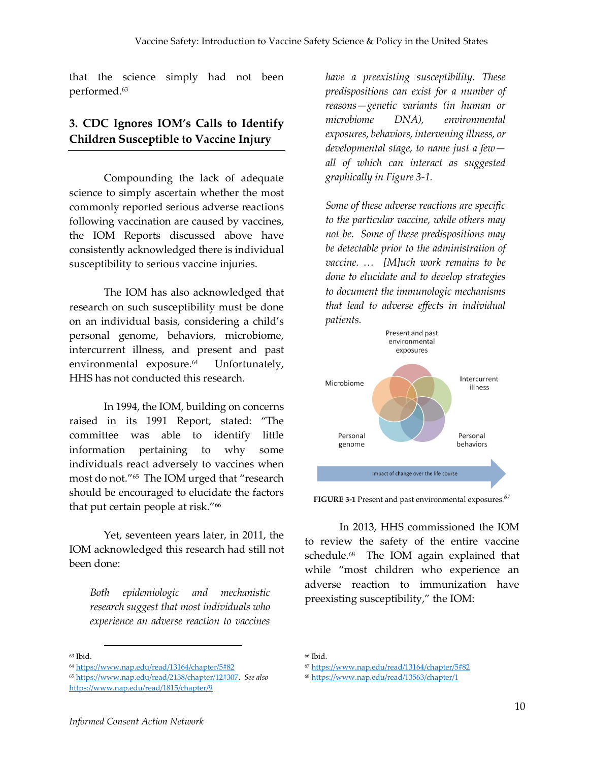that the science simply had not been performed.[63]

### 3. CDC Ignores IOM's Calls to Identify Children Susceptible to Vaccine Injury

Compounding the lack of adequate science to simply ascertain whether the most commonly reported serious adverse reactions following vaccination are caused by vaccines, the IOM Reports discussed above have consistently acknowledged there is individual susceptibility to serious vaccine injuries.

The IOM has also acknowledged that research on such susceptibility must be done on an individual basis, considering a child's personal genome, behaviors, microbiome, intercurrent illness, and present and past environmental exposure.[64] Unfortunately, HHS has not conducted this research.

In 1994, the IOM, building on concerns raised in its 1991 Report, stated: "The committee was able to identify little information pertaining to why some individuals react adversely to vaccines when most do not."[65] The IOM urged that "research should be encouraged to elucidate the factors that put certain people at risk."[66]

Yet, seventeen years later, in 2011, the IOM acknowledged this research had still not been done:

> *Both epidemiologic and mechanistic research suggest that most individuals who experience an adverse reaction to vaccines have a preexisting susceptibility. These predispositions can exist for a number of reasons—genetic variants (in human or microbiome DNA), environmental exposures, behaviors, intervening illness, or developmental stage, to name just a few—all of which can interact as suggested graphically in Figure 3-1.*
>
> *Some of these adverse reactions are specific to the particular vaccine, while others may not be. Some of these predispositions may be detectable prior to the administration of vaccine. … [M]uch work remains to be done to elucidate and to develop strategies to document the immunologic mechanisms that lead to adverse effects in individual patients.*

Present and past environmental exposures

Microbiome

Intercurrent illness

Personal genome

Personal behaviors

Impact of change over the life course

**FIGURE 3-1** Present and past environmental exposures.[67]

In 2013, HHS commissioned the IOM to review the safety of the entire vaccine schedule.[68] The IOM again explained that while "most children who experience an adverse reaction to immunization have preexisting susceptibility," the IOM:

---

[63] Ibid.
[64] https://www.nap.edu/read/13164/chapter/5#82
[65] https://www.nap.edu/read/2138/chapter/12#307. *See also* https://www.nap.edu/read/1815/chapter/9
[66] Ibid.
[67] https://www.nap.edu/read/13164/chapter/5#82
[68] https://www.nap.edu/read/13563/chapter/1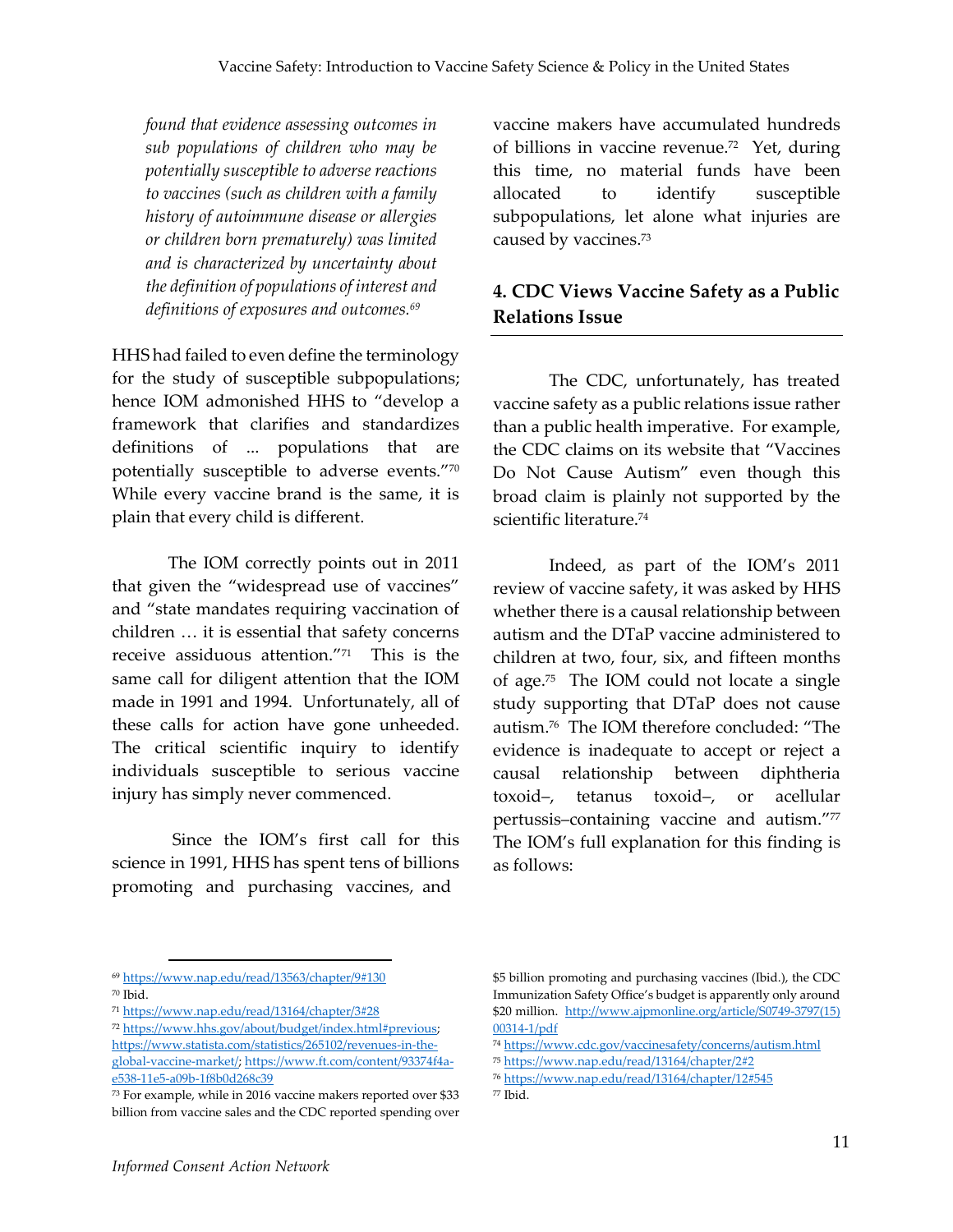*found that evidence assessing outcomes in sub populations of children who may be potentially susceptible to adverse reactions to vaccines (such as children with a family history of autoimmune disease or allergies or children born prematurely) was limited and is characterized by uncertainty about the definition of populations of interest and definitions of exposures and outcomes.*[69]

HHS had failed to even define the terminology for the study of susceptible subpopulations; hence IOM admonished HHS to "develop a framework that clarifies and standardizes definitions of ... populations that are potentially susceptible to adverse events."[70] While every vaccine brand is the same, it is plain that every child is different.

The IOM correctly points out in 2011 that given the "widespread use of vaccines" and "state mandates requiring vaccination of children … it is essential that safety concerns receive assiduous attention."[71] This is the same call for diligent attention that the IOM made in 1991 and 1994. Unfortunately, all of these calls for action have gone unheeded. The critical scientific inquiry to identify individuals susceptible to serious vaccine injury has simply never commenced.

Since the IOM's first call for this science in 1991, HHS has spent tens of billions promoting and purchasing vaccines, and vaccine makers have accumulated hundreds of billions in vaccine revenue.[72] Yet, during this time, no material funds have been allocated to identify susceptible subpopulations, let alone what injuries are caused by vaccines.[73]

## 4. CDC Views Vaccine Safety as a Public Relations Issue

The CDC, unfortunately, has treated vaccine safety as a public relations issue rather than a public health imperative. For example, the CDC claims on its website that "Vaccines Do Not Cause Autism" even though this broad claim is plainly not supported by the scientific literature.[74]

Indeed, as part of the IOM's 2011 review of vaccine safety, it was asked by HHS whether there is a causal relationship between autism and the DTaP vaccine administered to children at two, four, six, and fifteen months of age.[75] The IOM could not locate a single study supporting that DTaP does not cause autism.[76] The IOM therefore concluded: "The evidence is inadequate to accept or reject a causal relationship between diphtheria toxoid–, tetanus toxoid–, or acellular pertussis–containing vaccine and autism."[77] The IOM's full explanation for this finding is as follows:

---

[69] https://www.nap.edu/read/13563/chapter/9#130

[70] Ibid.

[71] https://www.nap.edu/read/13164/chapter/3#28

[72] https://www.hhs.gov/about/budget/index.html#previous; https://www.statista.com/statistics/265102/revenues-in-the-global-vaccine-market/; https://www.ft.com/content/93374f4a-e538-11e5-a09b-1f8b0d268c39

[73] For example, while in 2016 vaccine makers reported over $33 billion from vaccine sales and the CDC reported spending over $5 billion promoting and purchasing vaccines (Ibid.), the CDC Immunization Safety Office's budget is apparently only around $20 million. http://www.ajpmonline.org/article/S0749-3797(15)00314-1/pdf

[74] https://www.cdc.gov/vaccinesafety/concerns/autism.html

[75] https://www.nap.edu/read/13164/chapter/2#2

[76] https://www.nap.edu/read/13164/chapter/12#545

[77] Ibid.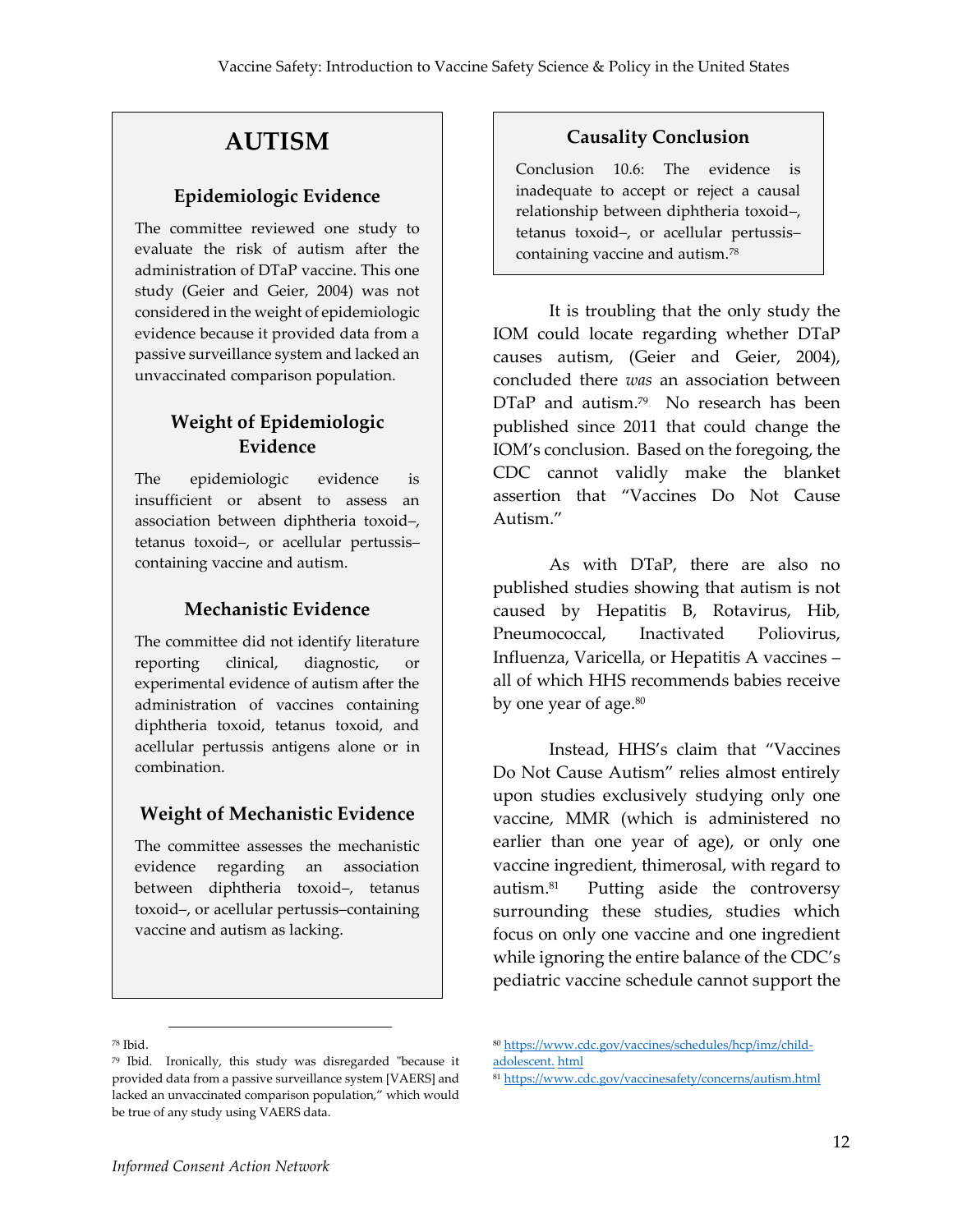# AUTISM

## Epidemiologic Evidence

The committee reviewed one study to evaluate the risk of autism after the administration of DTaP vaccine. This one study (Geier and Geier, 2004) was not considered in the weight of epidemiologic evidence because it provided data from a passive surveillance system and lacked an unvaccinated comparison population.

## Weight of Epidemiologic Evidence

The epidemiologic evidence is insufficient or absent to assess an association between diphtheria toxoid–, tetanus toxoid–, or acellular pertussis–containing vaccine and autism.

## Mechanistic Evidence

The committee did not identify literature reporting clinical, diagnostic, or experimental evidence of autism after the administration of vaccines containing diphtheria toxoid, tetanus toxoid, and acellular pertussis antigens alone or in combination.

## Weight of Mechanistic Evidence

The committee assesses the mechanistic evidence regarding an association between diphtheria toxoid–, tetanus toxoid–, or acellular pertussis–containing vaccine and autism as lacking.

## Causality Conclusion

Conclusion 10.6: The evidence is inadequate to accept or reject a causal relationship between diphtheria toxoid–, tetanus toxoid–, or acellular pertussis–containing vaccine and autism.[78]

It is troubling that the only study the IOM could locate regarding whether DTaP causes autism, (Geier and Geier, 2004), concluded there *was* an association between DTaP and autism.[79] No research has been published since 2011 that could change the IOM's conclusion. Based on the foregoing, the CDC cannot validly make the blanket assertion that "Vaccines Do Not Cause Autism."

As with DTaP, there are also no published studies showing that autism is not caused by Hepatitis B, Rotavirus, Hib, Pneumococcal, Inactivated Poliovirus, Influenza, Varicella, or Hepatitis A vaccines – all of which HHS recommends babies receive by one year of age.[80]

Instead, HHS's claim that "Vaccines Do Not Cause Autism" relies almost entirely upon studies exclusively studying only one vaccine, MMR (which is administered no earlier than one year of age), or only one vaccine ingredient, thimerosal, with regard to autism.[81] Putting aside the controversy surrounding these studies, studies which focus on only one vaccine and one ingredient while ignoring the entire balance of the CDC's pediatric vaccine schedule cannot support the

---

[78] Ibid.

[79] Ibid. Ironically, this study was disregarded "because it provided data from a passive surveillance system [VAERS] and lacked an unvaccinated comparison population," which would be true of any study using VAERS data.

[80] https://www.cdc.gov/vaccines/schedules/hcp/imz/child-adolescent.html

[81] https://www.cdc.gov/vaccinesafety/concerns/autism.html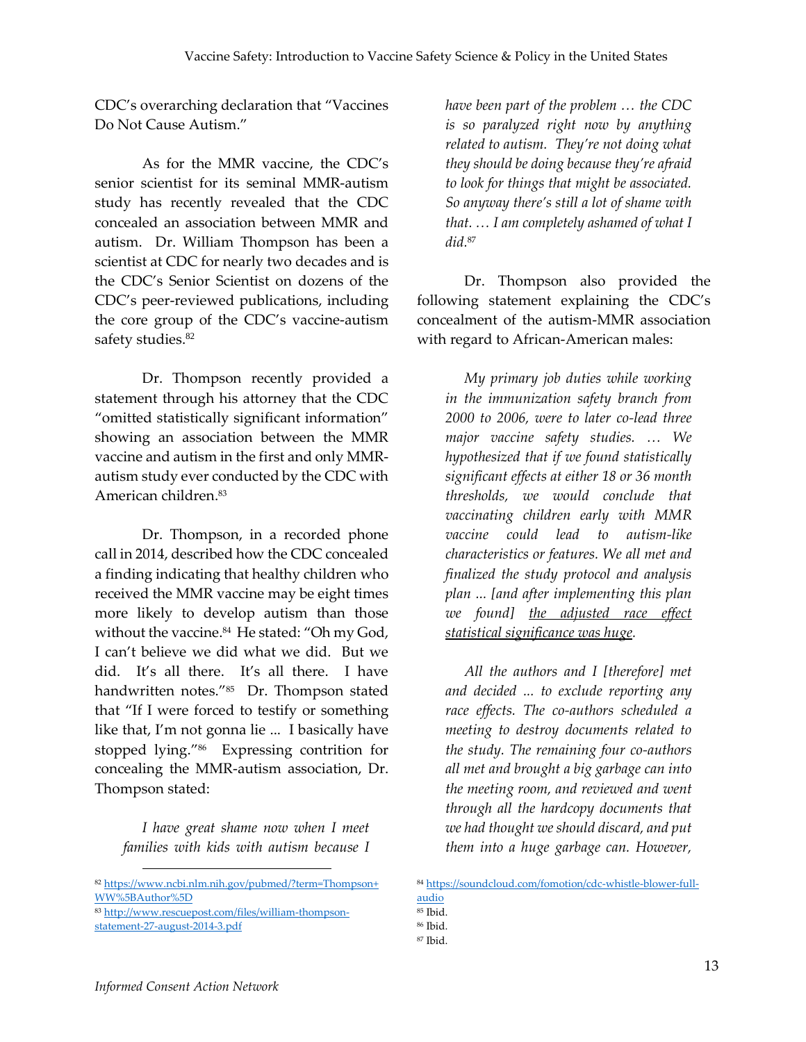CDC's overarching declaration that "Vaccines Do Not Cause Autism."

As for the MMR vaccine, the CDC's senior scientist for its seminal MMR-autism study has recently revealed that the CDC concealed an association between MMR and autism. Dr. William Thompson has been a scientist at CDC for nearly two decades and is the CDC's Senior Scientist on dozens of the CDC's peer-reviewed publications, including the core group of the CDC's vaccine-autism safety studies.[82]

Dr. Thompson recently provided a statement through his attorney that the CDC "omitted statistically significant information" showing an association between the MMR vaccine and autism in the first and only MMR-autism study ever conducted by the CDC with American children.[83]

Dr. Thompson, in a recorded phone call in 2014, described how the CDC concealed a finding indicating that healthy children who received the MMR vaccine may be eight times more likely to develop autism than those without the vaccine.[84] He stated: "Oh my God, I can't believe we did what we did. But we did. It's all there. It's all there. I have handwritten notes."[85] Dr. Thompson stated that "If I were forced to testify or something like that, I'm not gonna lie ... I basically have stopped lying."[86] Expressing contrition for concealing the MMR-autism association, Dr. Thompson stated:

> *I have great shame now when I meet families with kids with autism because I have been part of the problem … the CDC is so paralyzed right now by anything related to autism. They're not doing what they should be doing because they're afraid to look for things that might be associated. So anyway there's still a lot of shame with that. … I am completely ashamed of what I did.*[87]

Dr. Thompson also provided the following statement explaining the CDC's concealment of the autism-MMR association with regard to African-American males:

> *My primary job duties while working in the immunization safety branch from 2000 to 2006, were to later co-lead three major vaccine safety studies. … We hypothesized that if we found statistically significant effects at either 18 or 36 month thresholds, we would conclude that vaccinating children early with MMR vaccine could lead to autism-like characteristics or features. We all met and finalized the study protocol and analysis plan ... [and after implementing this plan we found] <u>the adjusted race effect statistical significance was huge</u>.*
>
> *All the authors and I [therefore] met and decided ... to exclude reporting any race effects. The co-authors scheduled a meeting to destroy documents related to the study. The remaining four co-authors all met and brought a big garbage can into the meeting room, and reviewed and went through all the hardcopy documents that we had thought we should discard, and put them into a huge garbage can. However,*

---

[82] https://www.ncbi.nlm.nih.gov/pubmed/?term=Thompson+WW%5BAuthor%5D

[83] http://www.rescuepost.com/files/william-thompson-statement-27-august-2014-3.pdf

[84] https://soundcloud.com/fomotion/cdc-whistle-blower-full-audio

[85] Ibid.

[86] Ibid.

[87] Ibid.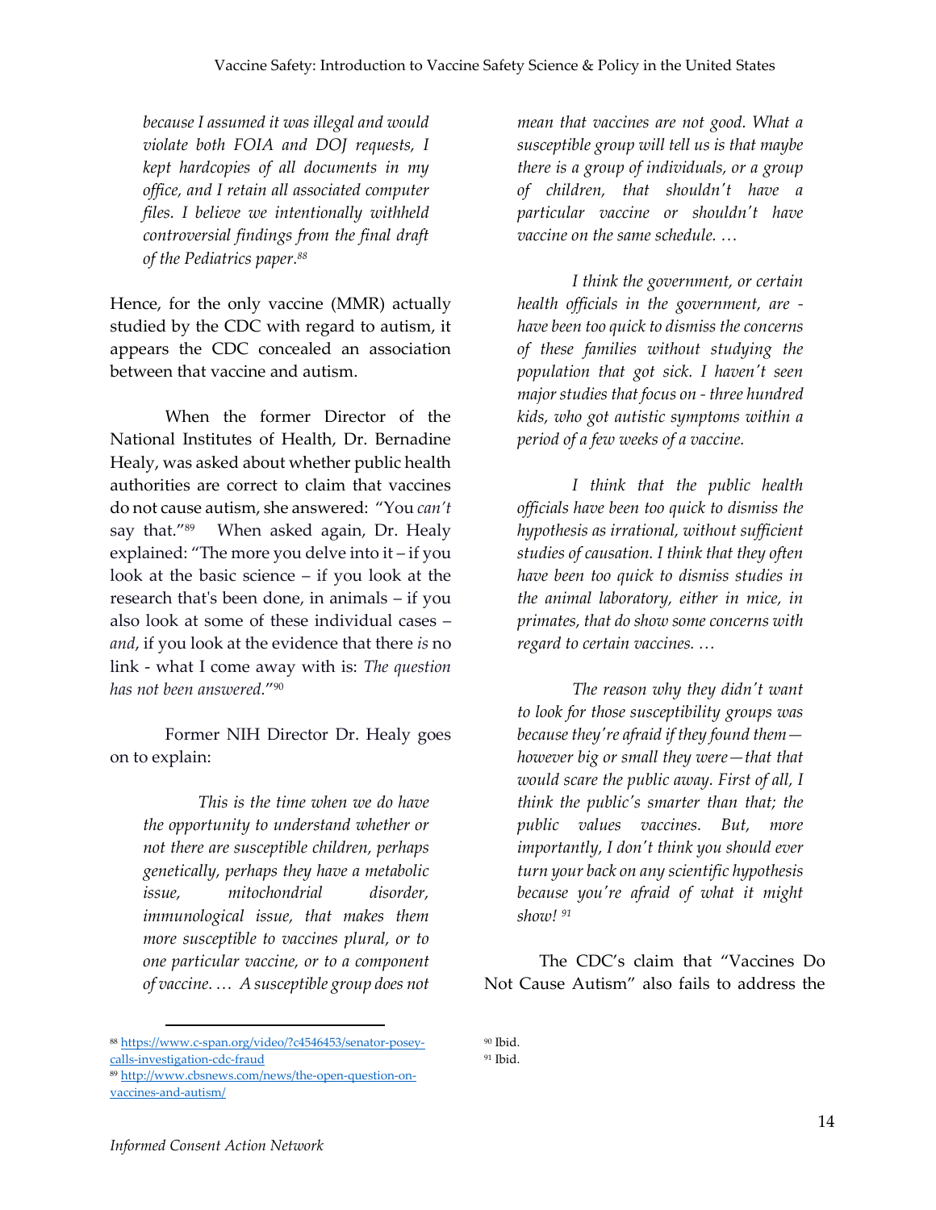*because I assumed it was illegal and would violate both FOIA and DOJ requests, I kept hardcopies of all documents in my office, and I retain all associated computer files. I believe we intentionally withheld controversial findings from the final draft of the Pediatrics paper.*[88]

Hence, for the only vaccine (MMR) actually studied by the CDC with regard to autism, it appears the CDC concealed an association between that vaccine and autism.

When the former Director of the National Institutes of Health, Dr. Bernadine Healy, was asked about whether public health authorities are correct to claim that vaccines do not cause autism, she answered: "You *can't* say that."[89] When asked again, Dr. Healy explained: "The more you delve into it – if you look at the basic science – if you look at the research that's been done, in animals – if you also look at some of these individual cases – *and*, if you look at the evidence that there *is* no link - what I come away with is: *The question has not been answered*."[90]

Former NIH Director Dr. Healy goes on to explain:

> *This is the time when we do have the opportunity to understand whether or not there are susceptible children, perhaps genetically, perhaps they have a metabolic issue, mitochondrial disorder, immunological issue, that makes them more susceptible to vaccines plural, or to one particular vaccine, or to a component of vaccine. … A susceptible group does not mean that vaccines are not good. What a susceptible group will tell us is that maybe there is a group of individuals, or a group of children, that shouldn't have a particular vaccine or shouldn't have vaccine on the same schedule. …*
>
> *I think the government, or certain health officials in the government, are - have been too quick to dismiss the concerns of these families without studying the population that got sick. I haven't seen major studies that focus on - three hundred kids, who got autistic symptoms within a period of a few weeks of a vaccine.*
>
> *I think that the public health officials have been too quick to dismiss the hypothesis as irrational, without sufficient studies of causation. I think that they often have been too quick to dismiss studies in the animal laboratory, either in mice, in primates, that do show some concerns with regard to certain vaccines. …*
>
> *The reason why they didn't want to look for those susceptibility groups was because they're afraid if they found them—however big or small they were—that that would scare the public away. First of all, I think the public's smarter than that; the public values vaccines. But, more importantly, I don't think you should ever turn your back on any scientific hypothesis because you're afraid of what it might show!* [91]

The CDC's claim that "Vaccines Do Not Cause Autism" also fails to address the

---

[88] https://www.c-span.org/video/?c4546453/senator-posey-calls-investigation-cdc-fraud

[89] http://www.cbsnews.com/news/the-open-question-on-vaccines-and-autism/

[90] Ibid.

[91] Ibid.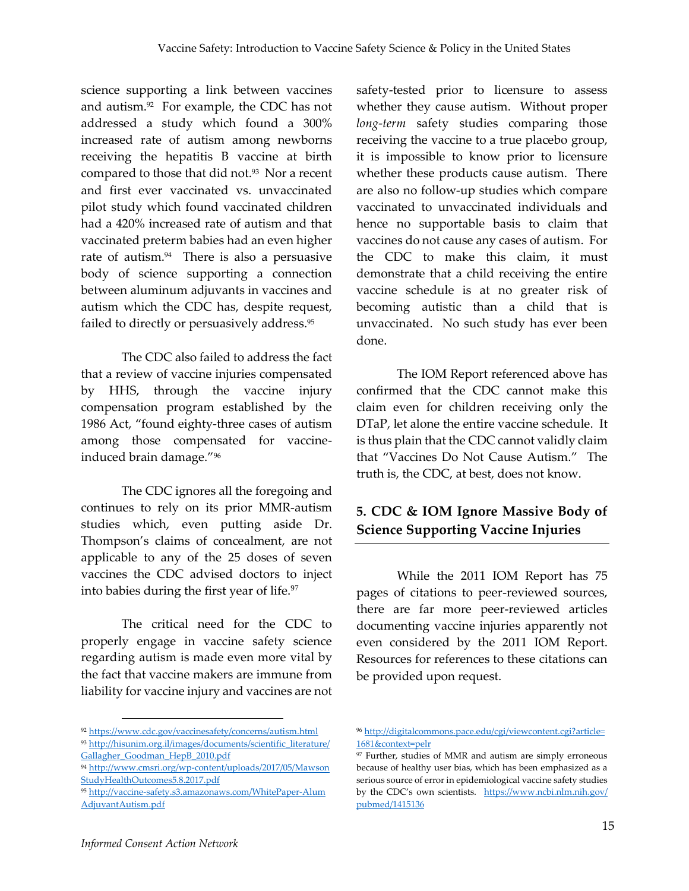science supporting a link between vaccines and autism.[92] For example, the CDC has not addressed a study which found a 300% increased rate of autism among newborns receiving the hepatitis B vaccine at birth compared to those that did not.[93] Nor a recent and first ever vaccinated vs. unvaccinated pilot study which found vaccinated children had a 420% increased rate of autism and that vaccinated preterm babies had an even higher rate of autism.[94] There is also a persuasive body of science supporting a connection between aluminum adjuvants in vaccines and autism which the CDC has, despite request, failed to directly or persuasively address.[95]

The CDC also failed to address the fact that a review of vaccine injuries compensated by HHS, through the vaccine injury compensation program established by the 1986 Act, "found eighty-three cases of autism among those compensated for vaccine-induced brain damage."[96]

The CDC ignores all the foregoing and continues to rely on its prior MMR-autism studies which, even putting aside Dr. Thompson's claims of concealment, are not applicable to any of the 25 doses of seven vaccines the CDC advised doctors to inject into babies during the first year of life.[97]

The critical need for the CDC to properly engage in vaccine safety science regarding autism is made even more vital by the fact that vaccine makers are immune from liability for vaccine injury and vaccines are not safety-tested prior to licensure to assess whether they cause autism. Without proper *long-term* safety studies comparing those receiving the vaccine to a true placebo group, it is impossible to know prior to licensure whether these products cause autism. There are also no follow-up studies which compare vaccinated to unvaccinated individuals and hence no supportable basis to claim that vaccines do not cause any cases of autism. For the CDC to make this claim, it must demonstrate that a child receiving the entire vaccine schedule is at no greater risk of becoming autistic than a child that is unvaccinated. No such study has ever been done.

The IOM Report referenced above has confirmed that the CDC cannot make this claim even for children receiving only the DTaP, let alone the entire vaccine schedule. It is thus plain that the CDC cannot validly claim that "Vaccines Do Not Cause Autism." The truth is, the CDC, at best, does not know.

## 5. CDC & IOM Ignore Massive Body of Science Supporting Vaccine Injuries

While the 2011 IOM Report has 75 pages of citations to peer-reviewed sources, there are far more peer-reviewed articles documenting vaccine injuries apparently not even considered by the 2011 IOM Report. Resources for references to these citations can be provided upon request.

---

[92] https://www.cdc.gov/vaccinesafety/concerns/autism.html

[93] http://hisunim.org.il/images/documents/scientific_literature/Gallagher_Goodman_HepB_2010.pdf

[94] http://www.cmsri.org/wp-content/uploads/2017/05/MawsonStudyHealthOutcomes5.8.2017.pdf

[95] http://vaccine-safety.s3.amazonaws.com/WhitePaper-AlumAdjuvantAutism.pdf

[96] http://digitalcommons.pace.edu/cgi/viewcontent.cgi?article=1681&context=pelr

[97] Further, studies of MMR and autism are simply erroneous because of healthy user bias, which has been emphasized as a serious source of error in epidemiological vaccine safety studies by the CDC's own scientists. https://www.ncbi.nlm.nih.gov/pubmed/1415136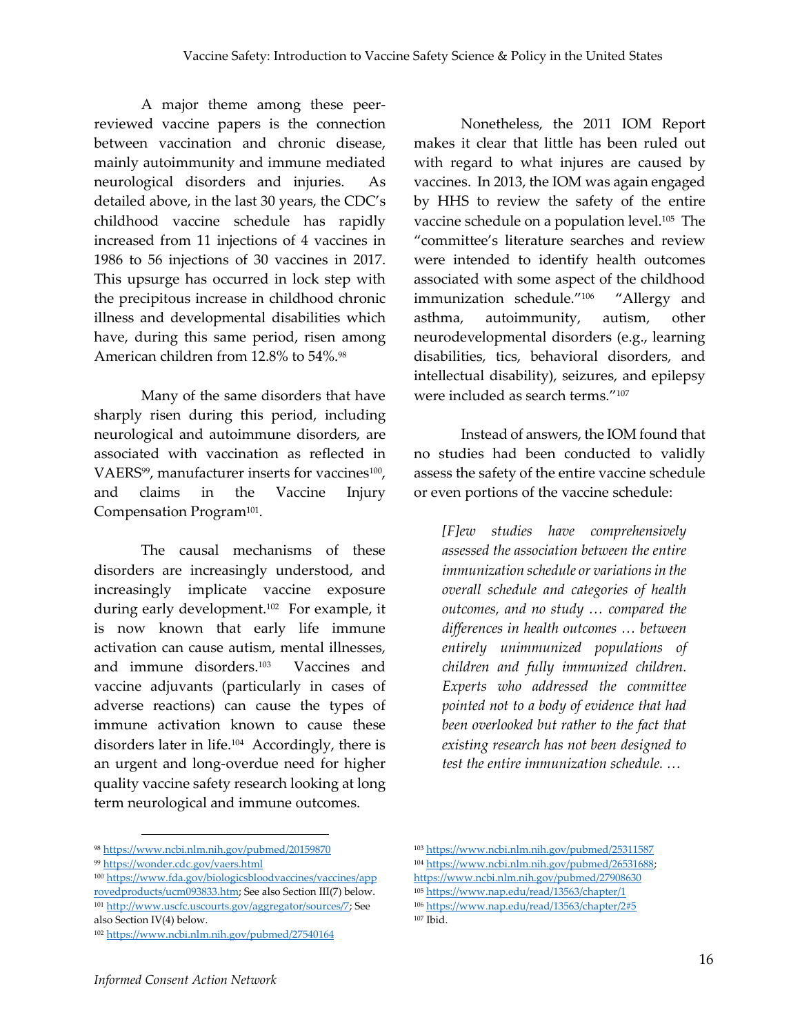A major theme among these peer-reviewed vaccine papers is the connection between vaccination and chronic disease, mainly autoimmunity and immune mediated neurological disorders and injuries. As detailed above, in the last 30 years, the CDC's childhood vaccine schedule has rapidly increased from 11 injections of 4 vaccines in 1986 to 56 injections of 30 vaccines in 2017. This upsurge has occurred in lock step with the precipitous increase in childhood chronic illness and developmental disabilities which have, during this same period, risen among American children from 12.8% to 54%.[98]

Many of the same disorders that have sharply risen during this period, including neurological and autoimmune disorders, are associated with vaccination as reflected in VAERS[99], manufacturer inserts for vaccines[100], and claims in the Vaccine Injury Compensation Program[101].

The causal mechanisms of these disorders are increasingly understood, and increasingly implicate vaccine exposure during early development.[102] For example, it is now known that early life immune activation can cause autism, mental illnesses, and immune disorders.[103] Vaccines and vaccine adjuvants (particularly in cases of adverse reactions) can cause the types of immune activation known to cause these disorders later in life.[104] Accordingly, there is an urgent and long-overdue need for higher quality vaccine safety research looking at long term neurological and immune outcomes.

Nonetheless, the 2011 IOM Report makes it clear that little has been ruled out with regard to what injures are caused by vaccines. In 2013, the IOM was again engaged by HHS to review the safety of the entire vaccine schedule on a population level.[105] The "committee's literature searches and review were intended to identify health outcomes associated with some aspect of the childhood immunization schedule."[106] "Allergy and asthma, autoimmunity, autism, other neurodevelopmental disorders (e.g., learning disabilities, tics, behavioral disorders, and intellectual disability), seizures, and epilepsy were included as search terms."[107]

Instead of answers, the IOM found that no studies had been conducted to validly assess the safety of the entire vaccine schedule or even portions of the vaccine schedule:

> *[F]ew studies have comprehensively assessed the association between the entire immunization schedule or variations in the overall schedule and categories of health outcomes, and no study … compared the differences in health outcomes … between entirely unimmunized populations of children and fully immunized children. Experts who addressed the committee pointed not to a body of evidence that had been overlooked but rather to the fact that existing research has not been designed to test the entire immunization schedule. …*

---

[98] https://www.ncbi.nlm.nih.gov/pubmed/20159870

[99] https://wonder.cdc.gov/vaers.html

[100] https://www.fda.gov/biologicsbloodvaccines/vaccines/approvedproducts/ucm093833.htm; See also Section III(7) below.

[101] http://www.uscfc.uscourts.gov/aggregator/sources/7; See also Section IV(4) below.

[102] https://www.ncbi.nlm.nih.gov/pubmed/27540164

[103] https://www.ncbi.nlm.nih.gov/pubmed/25311587

[104] https://www.ncbi.nlm.nih.gov/pubmed/26531688; https://www.ncbi.nlm.nih.gov/pubmed/27908630

[105] https://www.nap.edu/read/13563/chapter/1

[106] https://www.nap.edu/read/13563/chapter/2#5

[107] Ibid.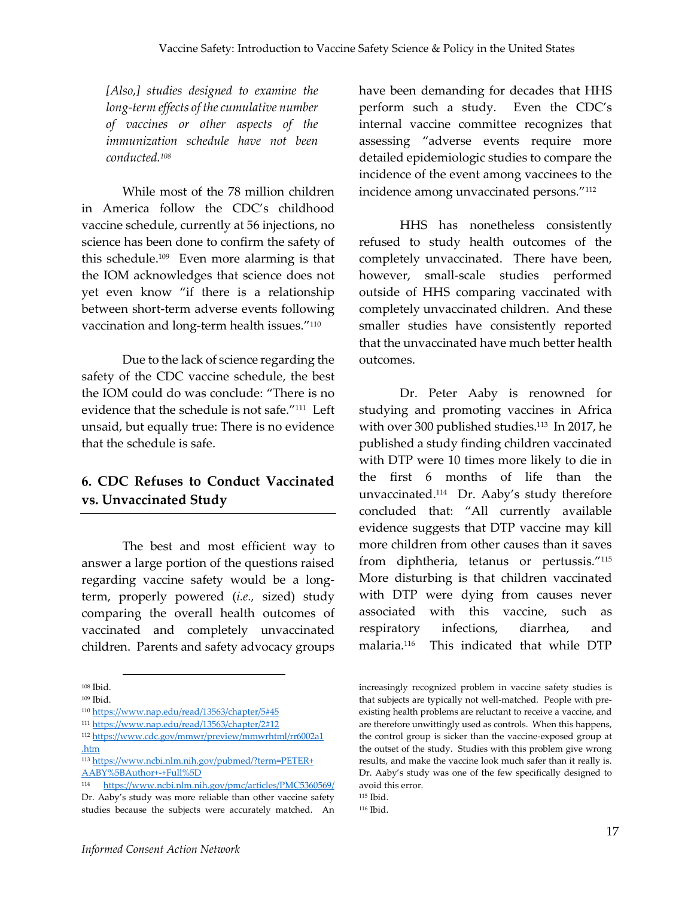*[Also,] studies designed to examine the long-term effects of the cumulative number of vaccines or other aspects of the immunization schedule have not been conducted.*[108]

While most of the 78 million children in America follow the CDC's childhood vaccine schedule, currently at 56 injections, no science has been done to confirm the safety of this schedule.[109] Even more alarming is that the IOM acknowledges that science does not yet even know "if there is a relationship between short-term adverse events following vaccination and long-term health issues."[110]

Due to the lack of science regarding the safety of the CDC vaccine schedule, the best the IOM could do was conclude: "There is no evidence that the schedule is not safe."[111] Left unsaid, but equally true: There is no evidence that the schedule is safe.

## 6. CDC Refuses to Conduct Vaccinated vs. Unvaccinated Study

The best and most efficient way to answer a large portion of the questions raised regarding vaccine safety would be a long-term, properly powered (*i.e.,* sized) study comparing the overall health outcomes of vaccinated and completely unvaccinated children. Parents and safety advocacy groups have been demanding for decades that HHS perform such a study. Even the CDC's internal vaccine committee recognizes that assessing "adverse events require more detailed epidemiologic studies to compare the incidence of the event among vaccinees to the incidence among unvaccinated persons."[112]

HHS has nonetheless consistently refused to study health outcomes of the completely unvaccinated. There have been, however, small-scale studies performed outside of HHS comparing vaccinated with completely unvaccinated children. And these smaller studies have consistently reported that the unvaccinated have much better health outcomes.

Dr. Peter Aaby is renowned for studying and promoting vaccines in Africa with over 300 published studies.[113] In 2017, he published a study finding children vaccinated with DTP were 10 times more likely to die in the first 6 months of life than the unvaccinated.[114] Dr. Aaby's study therefore concluded that: "All currently available evidence suggests that DTP vaccine may kill more children from other causes than it saves from diphtheria, tetanus or pertussis."[115] More disturbing is that children vaccinated with DTP were dying from causes never associated with this vaccine, such as respiratory infections, diarrhea, and malaria.[116] This indicated that while DTP

---

[108] Ibid.

[109] Ibid.

[110] https://www.nap.edu/read/13563/chapter/5#45

[111] https://www.nap.edu/read/13563/chapter/2#12

[112] https://www.cdc.gov/mmwr/preview/mmwrhtml/rr6002a1.htm

[113] https://www.ncbi.nlm.nih.gov/pubmed/?term=PETER+AABY%5BAuthor+-+Full%5D

[114] https://www.ncbi.nlm.nih.gov/pmc/articles/PMC5360569/ Dr. Aaby's study was more reliable than other vaccine safety studies because the subjects were accurately matched. An increasingly recognized problem in vaccine safety studies is that subjects are typically not well-matched. People with pre-existing health problems are reluctant to receive a vaccine, and are therefore unwittingly used as controls. When this happens, the control group is sicker than the vaccine-exposed group at the outset of the study. Studies with this problem give wrong results, and make the vaccine look much safer than it really is. Dr. Aaby's study was one of the few specifically designed to avoid this error.

[115] Ibid.

[116] Ibid.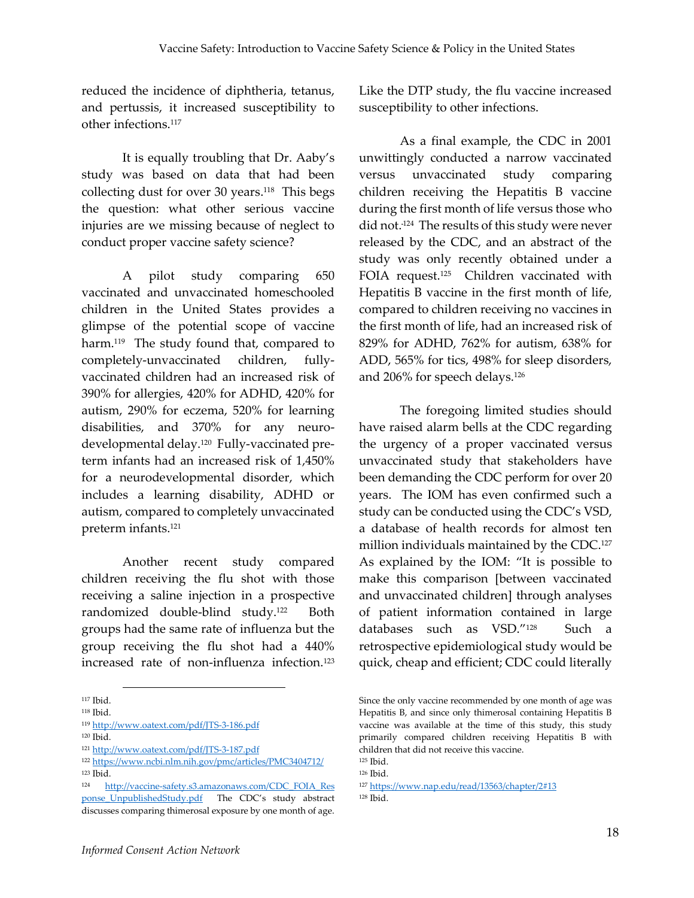reduced the incidence of diphtheria, tetanus, and pertussis, it increased susceptibility to other infections.[117]

It is equally troubling that Dr. Aaby's study was based on data that had been collecting dust for over 30 years.[118] This begs the question: what other serious vaccine injuries are we missing because of neglect to conduct proper vaccine safety science?

A pilot study comparing 650 vaccinated and unvaccinated homeschooled children in the United States provides a glimpse of the potential scope of vaccine harm.[119] The study found that, compared to completely-unvaccinated children, fully-vaccinated children had an increased risk of 390% for allergies, 420% for ADHD, 420% for autism, 290% for eczema, 520% for learning disabilities, and 370% for any neuro-developmental delay.[120] Fully-vaccinated pre-term infants had an increased risk of 1,450% for a neurodevelopmental disorder, which includes a learning disability, ADHD or autism, compared to completely unvaccinated preterm infants.[121]

Another recent study compared children receiving the flu shot with those receiving a saline injection in a prospective randomized double-blind study.[122] Both groups had the same rate of influenza but the group receiving the flu shot had a 440% increased rate of non-influenza infection.[123] Like the DTP study, the flu vaccine increased susceptibility to other infections.

As a final example, the CDC in 2001 unwittingly conducted a narrow vaccinated versus unvaccinated study comparing children receiving the Hepatitis B vaccine during the first month of life versus those who did not.[124] The results of this study were never released by the CDC, and an abstract of the study was only recently obtained under a FOIA request.[125] Children vaccinated with Hepatitis B vaccine in the first month of life, compared to children receiving no vaccines in the first month of life, had an increased risk of 829% for ADHD, 762% for autism, 638% for ADD, 565% for tics, 498% for sleep disorders, and 206% for speech delays.[126]

The foregoing limited studies should have raised alarm bells at the CDC regarding the urgency of a proper vaccinated versus unvaccinated study that stakeholders have been demanding the CDC perform for over 20 years. The IOM has even confirmed such a study can be conducted using the CDC's VSD, a database of health records for almost ten million individuals maintained by the CDC.[127] As explained by the IOM: "It is possible to make this comparison [between vaccinated and unvaccinated children] through analyses of patient information contained in large databases such as VSD."[128] Such a retrospective epidemiological study would be quick, cheap and efficient; CDC could literally

---

[117] Ibid.

[118] Ibid.

[119] http://www.oatext.com/pdf/JTS-3-186.pdf

[120] Ibid.

[121] http://www.oatext.com/pdf/JTS-3-187.pdf

[122] https://www.ncbi.nlm.nih.gov/pmc/articles/PMC3404712/

[123] Ibid.

[124] http://vaccine-safety.s3.amazonaws.com/CDC_FOIA_Response_UnpublishedStudy.pdf The CDC's study abstract discusses comparing thimerosal exposure by one month of age. Since the only vaccine recommended by one month of age was Hepatitis B, and since only thimerosal containing Hepatitis B vaccine was available at the time of this study, this study primarily compared children receiving Hepatitis B with children that did not receive this vaccine.

[125] Ibid.

[126] Ibid.

[127] https://www.nap.edu/read/13563/chapter/2#13

[128] Ibid.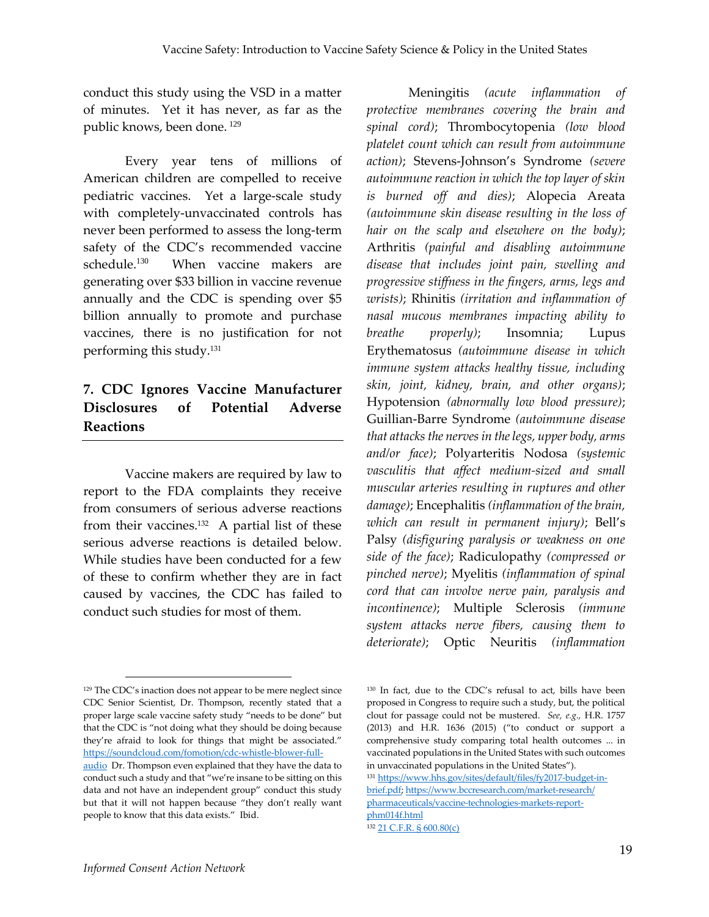conduct this study using the VSD in a matter of minutes. Yet it has never, as far as the public knows, been done.[129]

Every year tens of millions of American children are compelled to receive pediatric vaccines. Yet a large-scale study with completely-unvaccinated controls has never been performed to assess the long-term safety of the CDC's recommended vaccine schedule.[130] When vaccine makers are generating over $33 billion in vaccine revenue annually and the CDC is spending over $5 billion annually to promote and purchase vaccines, there is no justification for not performing this study.[131]

## 7. CDC Ignores Vaccine Manufacturer Disclosures of Potential Adverse Reactions

Vaccine makers are required by law to report to the FDA complaints they receive from consumers of serious adverse reactions from their vaccines.[132] A partial list of these serious adverse reactions is detailed below. While studies have been conducted for a few of these to confirm whether they are in fact caused by vaccines, the CDC has failed to conduct such studies for most of them.

Meningitis *(acute inflammation of protective membranes covering the brain and spinal cord)*; Thrombocytopenia *(low blood platelet count which can result from autoimmune action)*; Stevens-Johnson's Syndrome *(severe autoimmune reaction in which the top layer of skin is burned off and dies)*; Alopecia Areata *(autoimmune skin disease resulting in the loss of hair on the scalp and elsewhere on the body)*; Arthritis *(painful and disabling autoimmune disease that includes joint pain, swelling and progressive stiffness in the fingers, arms, legs and wrists)*; Rhinitis *(irritation and inflammation of nasal mucous membranes impacting ability to breathe properly)*; Insomnia; Lupus Erythematosus *(autoimmune disease in which immune system attacks healthy tissue, including skin, joint, kidney, brain, and other organs)*; Hypotension *(abnormally low blood pressure)*; Guillian-Barre Syndrome *(autoimmune disease that attacks the nerves in the legs, upper body, arms and/or face)*; Polyarteritis Nodosa *(systemic vasculitis that affect medium-sized and small muscular arteries resulting in ruptures and other damage)*; Encephalitis *(inflammation of the brain, which can result in permanent injury)*; Bell's Palsy *(disfiguring paralysis or weakness on one side of the face)*; Radiculopathy *(compressed or pinched nerve)*; Myelitis *(inflammation of spinal cord that can involve nerve pain, paralysis and incontinence)*; Multiple Sclerosis *(immune system attacks nerve fibers, causing them to deteriorate)*; Optic Neuritis *(inflammation*

---

[129] The CDC's inaction does not appear to be mere neglect since CDC Senior Scientist, Dr. Thompson, recently stated that a proper large scale vaccine safety study "needs to be done" but that the CDC is "not doing what they should be doing because they're afraid to look for things that might be associated." https://soundcloud.com/fomotion/cdc-whistle-blower-full-audio Dr. Thompson even explained that they have the data to conduct such a study and that "we're insane to be sitting on this data and not have an independent group" conduct this study but that it will not happen because "they don't really want people to know that this data exists." Ibid.

[130] In fact, due to the CDC's refusal to act, bills have been proposed in Congress to require such a study, but, the political clout for passage could not be mustered. *See, e.g.,* H.R. 1757 (2013) and H.R. 1636 (2015) ("to conduct or support a comprehensive study comparing total health outcomes ... in vaccinated populations in the United States with such outcomes in unvaccinated populations in the United States").

[131] https://www.hhs.gov/sites/default/files/fy2017-budget-in-brief.pdf; https://www.bccresearch.com/market-research/pharmaceuticals/vaccine-technologies-markets-report-phm014f.html

[132] 21 C.F.R. § 600.80(c)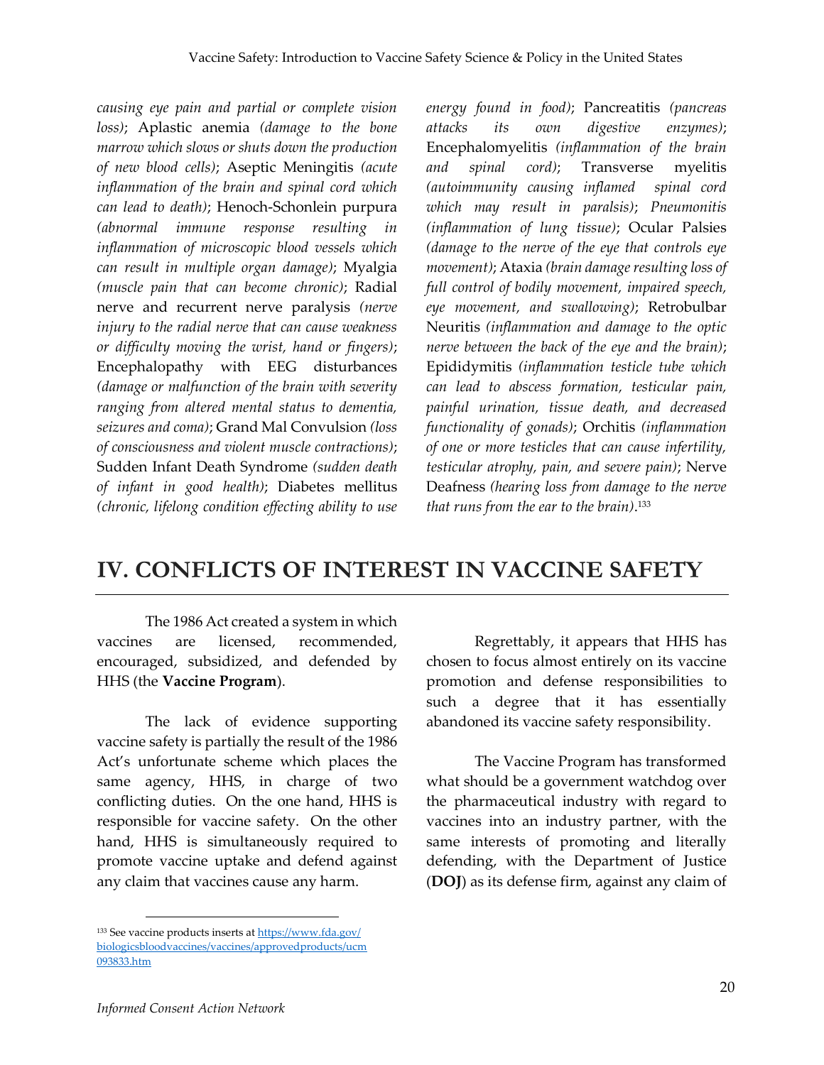*causing eye pain and partial or complete vision loss)*; Aplastic anemia *(damage to the bone marrow which slows or shuts down the production of new blood cells)*; Aseptic Meningitis *(acute inflammation of the brain and spinal cord which can lead to death)*; Henoch-Schonlein purpura *(abnormal immune response resulting in inflammation of microscopic blood vessels which can result in multiple organ damage)*; Myalgia *(muscle pain that can become chronic)*; Radial nerve and recurrent nerve paralysis *(nerve injury to the radial nerve that can cause weakness or difficulty moving the wrist, hand or fingers)*; Encephalopathy with EEG disturbances *(damage or malfunction of the brain with severity ranging from altered mental status to dementia, seizures and coma)*; Grand Mal Convulsion *(loss of consciousness and violent muscle contractions)*; Sudden Infant Death Syndrome *(sudden death of infant in good health)*; Diabetes mellitus *(chronic, lifelong condition effecting ability to use energy found in food)*; Pancreatitis *(pancreas attacks its own digestive enzymes)*; Encephalomyelitis *(inflammation of the brain and spinal cord)*; Transverse myelitis *(autoimmunity causing inflamed spinal cord which may result in paralsis)*; *Pneumonitis (inflammation of lung tissue)*; Ocular Palsies *(damage to the nerve of the eye that controls eye movement)*; Ataxia *(brain damage resulting loss of full control of bodily movement, impaired speech, eye movement, and swallowing)*; Retrobulbar Neuritis *(inflammation and damage to the optic nerve between the back of the eye and the brain)*; Epididymitis *(inflammation testicle tube which can lead to abscess formation, testicular pain, painful urination, tissue death, and decreased functionality of gonads)*; Orchitis *(inflammation of one or more testicles that can cause infertility, testicular atrophy, pain, and severe pain)*; Nerve Deafness *(hearing loss from damage to the nerve that runs from the ear to the brain)*.[133]

# IV. CONFLICTS OF INTEREST IN VACCINE SAFETY

The 1986 Act created a system in which vaccines are licensed, recommended, encouraged, subsidized, and defended by HHS (the **Vaccine Program**).

The lack of evidence supporting vaccine safety is partially the result of the 1986 Act's unfortunate scheme which places the same agency, HHS, in charge of two conflicting duties. On the one hand, HHS is responsible for vaccine safety. On the other hand, HHS is simultaneously required to promote vaccine uptake and defend against any claim that vaccines cause any harm.

Regrettably, it appears that HHS has chosen to focus almost entirely on its vaccine promotion and defense responsibilities to such a degree that it has essentially abandoned its vaccine safety responsibility.

The Vaccine Program has transformed what should be a government watchdog over the pharmaceutical industry with regard to vaccines into an industry partner, with the same interests of promoting and literally defending, with the Department of Justice (**DOJ**) as its defense firm, against any claim of

---

[133] See vaccine products inserts at https://www.fda.gov/biologicsbloodvaccines/vaccines/approvedproducts/ucm093833.htm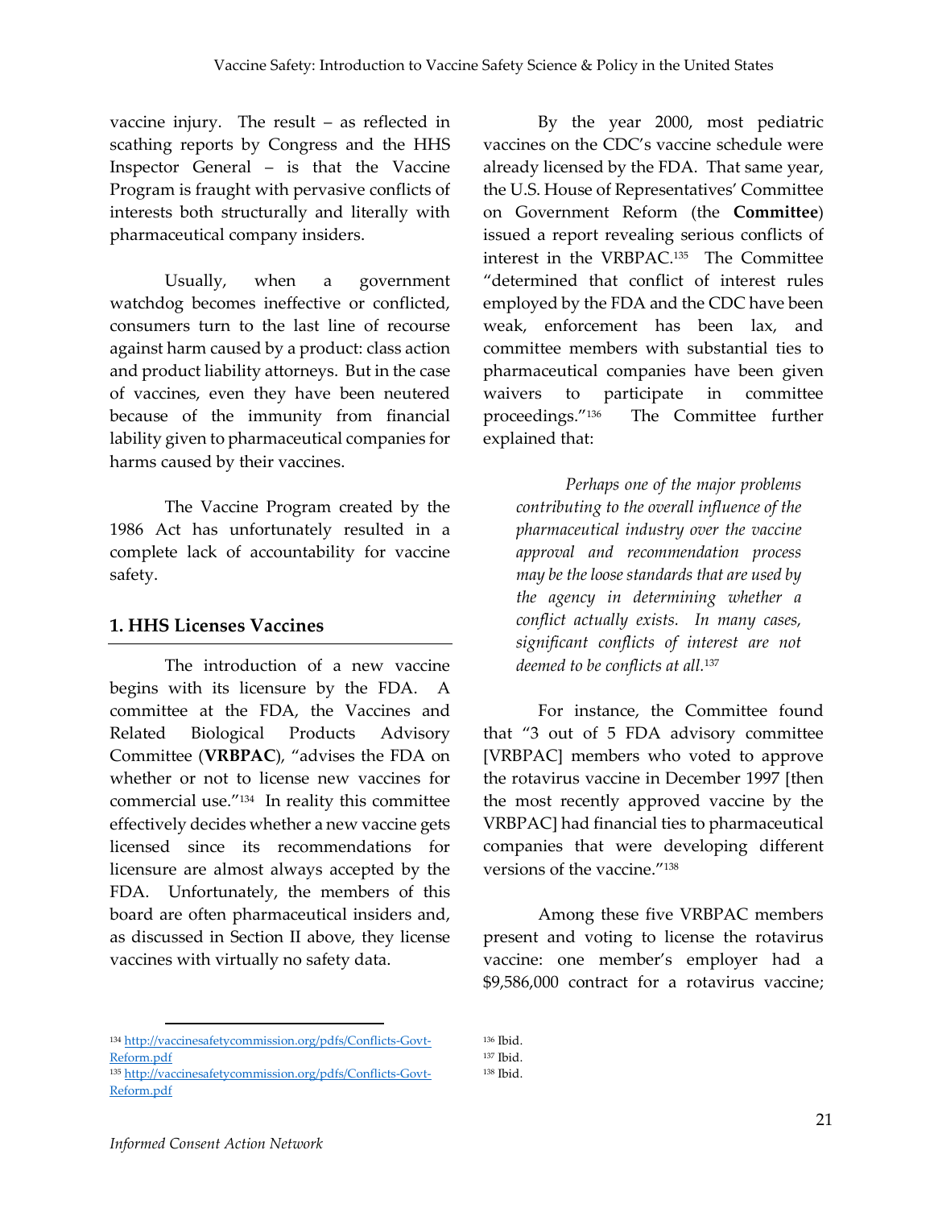vaccine injury. The result – as reflected in scathing reports by Congress and the HHS Inspector General – is that the Vaccine Program is fraught with pervasive conflicts of interests both structurally and literally with pharmaceutical company insiders.

Usually, when a government watchdog becomes ineffective or conflicted, consumers turn to the last line of recourse against harm caused by a product: class action and product liability attorneys. But in the case of vaccines, even they have been neutered because of the immunity from financial lability given to pharmaceutical companies for harms caused by their vaccines.

The Vaccine Program created by the 1986 Act has unfortunately resulted in a complete lack of accountability for vaccine safety.

### 1. HHS Licenses Vaccines

The introduction of a new vaccine begins with its licensure by the FDA. A committee at the FDA, the Vaccines and Related Biological Products Advisory Committee (**VRBPAC**), "advises the FDA on whether or not to license new vaccines for commercial use."[134] In reality this committee effectively decides whether a new vaccine gets licensed since its recommendations for licensure are almost always accepted by the FDA. Unfortunately, the members of this board are often pharmaceutical insiders and, as discussed in Section II above, they license vaccines with virtually no safety data.

By the year 2000, most pediatric vaccines on the CDC's vaccine schedule were already licensed by the FDA. That same year, the U.S. House of Representatives' Committee on Government Reform (the **Committee**) issued a report revealing serious conflicts of interest in the VRBPAC.[135] The Committee "determined that conflict of interest rules employed by the FDA and the CDC have been weak, enforcement has been lax, and committee members with substantial ties to pharmaceutical companies have been given waivers to participate in committee proceedings."[136] The Committee further explained that:

> *Perhaps one of the major problems contributing to the overall influence of the pharmaceutical industry over the vaccine approval and recommendation process may be the loose standards that are used by the agency in determining whether a conflict actually exists. In many cases, significant conflicts of interest are not deemed to be conflicts at all.*[137]

For instance, the Committee found that "3 out of 5 FDA advisory committee [VRBPAC] members who voted to approve the rotavirus vaccine in December 1997 [then the most recently approved vaccine by the VRBPAC] had financial ties to pharmaceutical companies that were developing different versions of the vaccine."[138]

Among these five VRBPAC members present and voting to license the rotavirus vaccine: one member's employer had a $9,586,000 contract for a rotavirus vaccine;

---

[134] http://vaccinesafetycommission.org/pdfs/Conflicts-Govt-Reform.pdf
[135] http://vaccinesafetycommission.org/pdfs/Conflicts-Govt-Reform.pdf
[136] Ibid.
[137] Ibid.
[138] Ibid.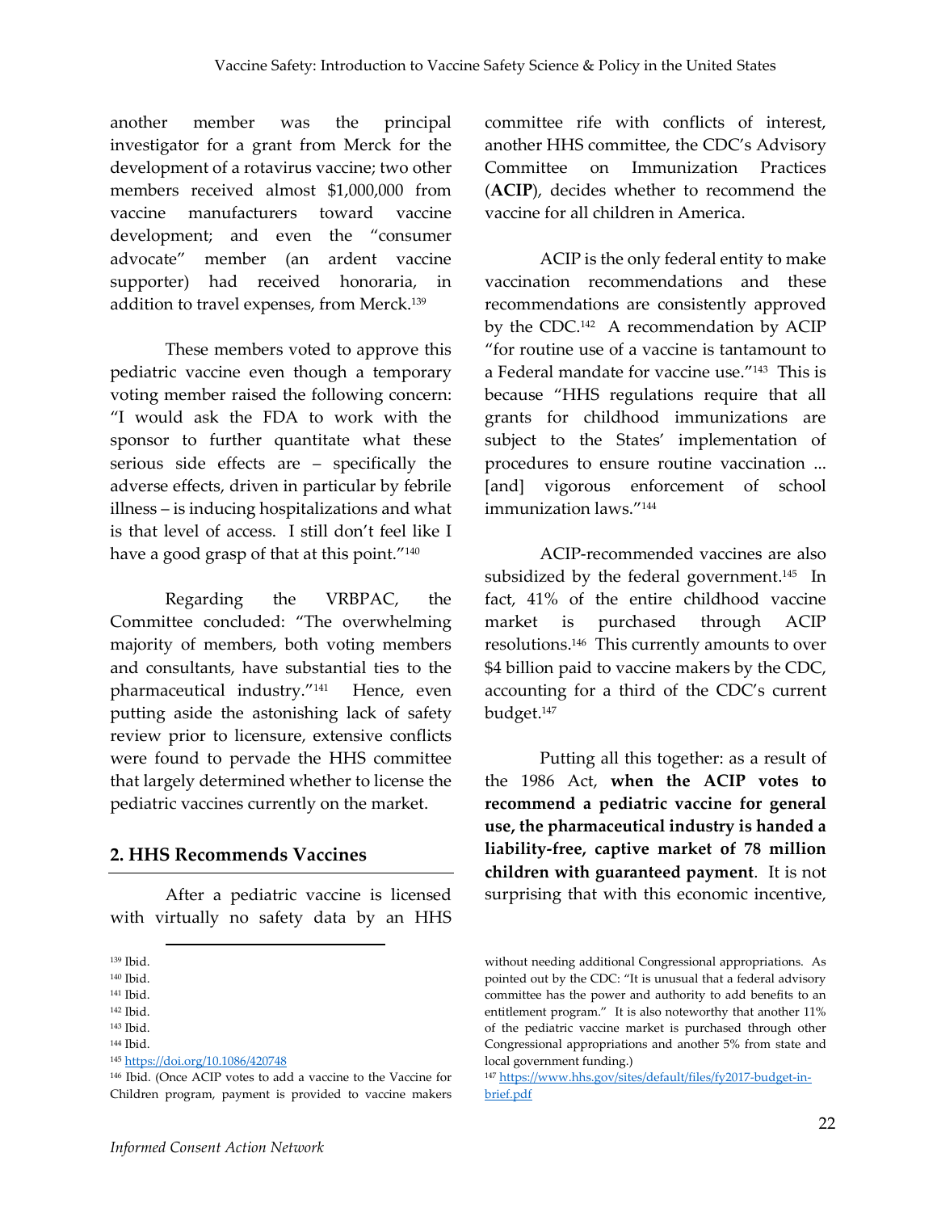another member was the principal investigator for a grant from Merck for the development of a rotavirus vaccine; two other members received almost $1,000,000 from vaccine manufacturers toward vaccine development; and even the "consumer advocate" member (an ardent vaccine supporter) had received honoraria, in addition to travel expenses, from Merck.[139]

These members voted to approve this pediatric vaccine even though a temporary voting member raised the following concern: "I would ask the FDA to work with the sponsor to further quantitate what these serious side effects are – specifically the adverse effects, driven in particular by febrile illness – is inducing hospitalizations and what is that level of access. I still don't feel like I have a good grasp of that at this point."[140]

Regarding the VRBPAC, the Committee concluded: "The overwhelming majority of members, both voting members and consultants, have substantial ties to the pharmaceutical industry."[141] Hence, even putting aside the astonishing lack of safety review prior to licensure, extensive conflicts were found to pervade the HHS committee that largely determined whether to license the pediatric vaccines currently on the market.

## 2. HHS Recommends Vaccines

After a pediatric vaccine is licensed with virtually no safety data by an HHS committee rife with conflicts of interest, another HHS committee, the CDC's Advisory Committee on Immunization Practices (**ACIP**), decides whether to recommend the vaccine for all children in America.

ACIP is the only federal entity to make vaccination recommendations and these recommendations are consistently approved by the CDC.[142] A recommendation by ACIP "for routine use of a vaccine is tantamount to a Federal mandate for vaccine use."[143] This is because "HHS regulations require that all grants for childhood immunizations are subject to the States' implementation of procedures to ensure routine vaccination ... [and] vigorous enforcement of school immunization laws."[144]

ACIP-recommended vaccines are also subsidized by the federal government.[145] In fact, 41% of the entire childhood vaccine market is purchased through ACIP resolutions.[146] This currently amounts to over $4 billion paid to vaccine makers by the CDC, accounting for a third of the CDC's current budget.[147]

Putting all this together: as a result of the 1986 Act, **when the ACIP votes to recommend a pediatric vaccine for general use, the pharmaceutical industry is handed a liability-free, captive market of 78 million children with guaranteed payment**. It is not surprising that with this economic incentive,

---

[139] Ibid.

[140] Ibid.

[141] Ibid.

[142] Ibid.

[143] Ibid.

[144] Ibid.

[145] https://doi.org/10.1086/420748

[146] Ibid. (Once ACIP votes to add a vaccine to the Vaccine for Children program, payment is provided to vaccine makers without needing additional Congressional appropriations. As pointed out by the CDC: "It is unusual that a federal advisory committee has the power and authority to add benefits to an entitlement program." It is also noteworthy that another 11% of the pediatric vaccine market is purchased through other Congressional appropriations and another 5% from state and local government funding.)

[147] https://www.hhs.gov/sites/default/files/fy2017-budget-in-brief.pdf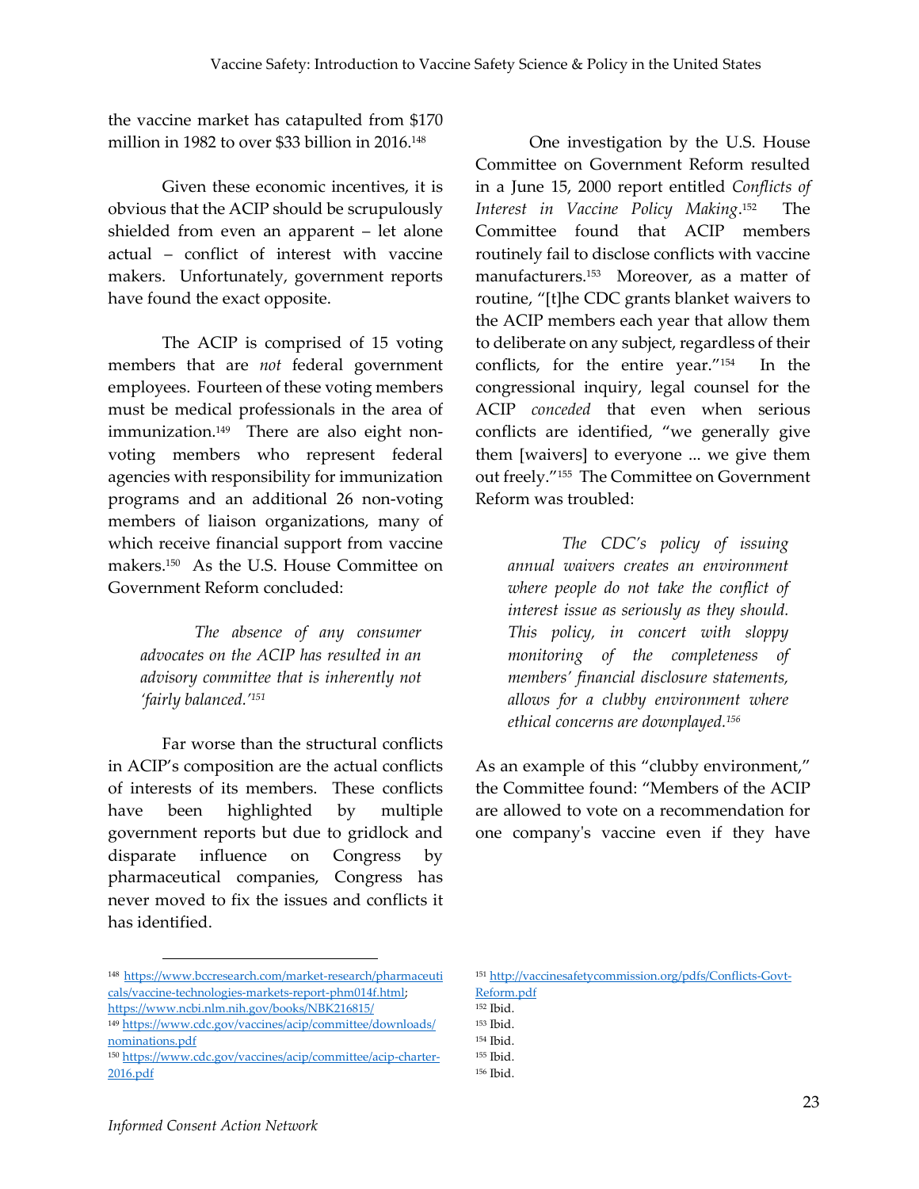the vaccine market has catapulted from $170 million in 1982 to over $33 billion in 2016.[148]

Given these economic incentives, it is obvious that the ACIP should be scrupulously shielded from even an apparent – let alone actual – conflict of interest with vaccine makers. Unfortunately, government reports have found the exact opposite.

The ACIP is comprised of 15 voting members that are *not* federal government employees. Fourteen of these voting members must be medical professionals in the area of immunization.[149] There are also eight non-voting members who represent federal agencies with responsibility for immunization programs and an additional 26 non-voting members of liaison organizations, many of which receive financial support from vaccine makers.[150] As the U.S. House Committee on Government Reform concluded:

> *The absence of any consumer advocates on the ACIP has resulted in an advisory committee that is inherently not 'fairly balanced.'*[151]

Far worse than the structural conflicts in ACIP's composition are the actual conflicts of interests of its members. These conflicts have been highlighted by multiple government reports but due to gridlock and disparate influence on Congress by pharmaceutical companies, Congress has never moved to fix the issues and conflicts it has identified.

One investigation by the U.S. House Committee on Government Reform resulted in a June 15, 2000 report entitled *Conflicts of Interest in Vaccine Policy Making*.[152] The Committee found that ACIP members routinely fail to disclose conflicts with vaccine manufacturers.[153] Moreover, as a matter of routine, "[t]he CDC grants blanket waivers to the ACIP members each year that allow them to deliberate on any subject, regardless of their conflicts, for the entire year."[154] In the congressional inquiry, legal counsel for the ACIP *conceded* that even when serious conflicts are identified, "we generally give them [waivers] to everyone ... we give them out freely."[155] The Committee on Government Reform was troubled:

> *The CDC's policy of issuing annual waivers creates an environment where people do not take the conflict of interest issue as seriously as they should. This policy, in concert with sloppy monitoring of the completeness of members' financial disclosure statements, allows for a clubby environment where ethical concerns are downplayed.*[156]

As an example of this "clubby environment," the Committee found: "Members of the ACIP are allowed to vote on a recommendation for one company's vaccine even if they have

---

[148] https://www.bccresearch.com/market-research/pharmaceuticals/vaccine-technologies-markets-report-phm014f.html; https://www.ncbi.nlm.nih.gov/books/NBK216815/

[149] https://www.cdc.gov/vaccines/acip/committee/downloads/nominations.pdf

[150] https://www.cdc.gov/vaccines/acip/committee/acip-charter-2016.pdf

[151] http://vaccinesafetycommission.org/pdfs/Conflicts-Govt-Reform.pdf

[152] Ibid.

[153] Ibid.

[154] Ibid.

[155] Ibid.

[156] Ibid.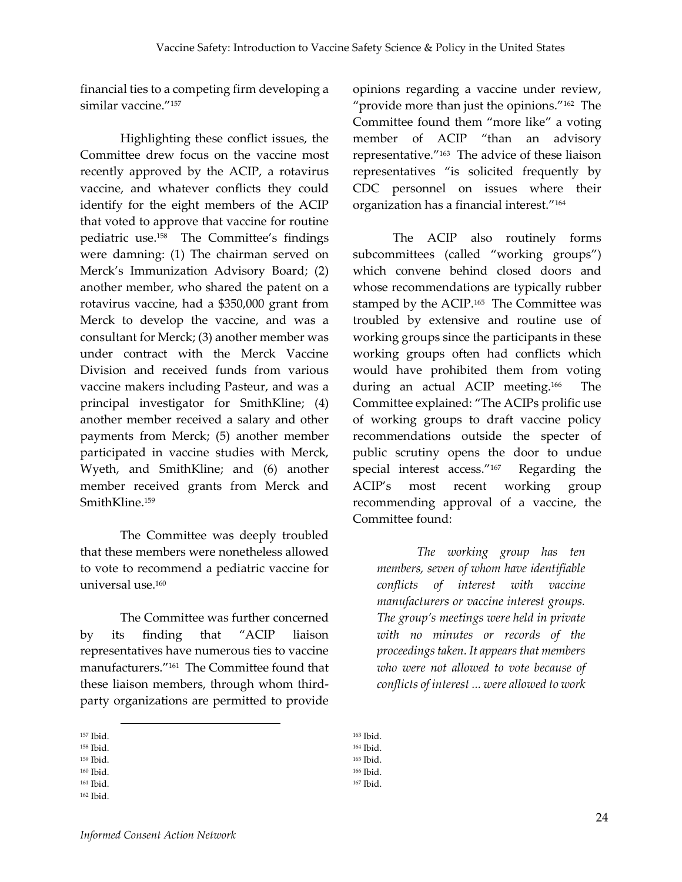financial ties to a competing firm developing a similar vaccine."[157]

Highlighting these conflict issues, the Committee drew focus on the vaccine most recently approved by the ACIP, a rotavirus vaccine, and whatever conflicts they could identify for the eight members of the ACIP that voted to approve that vaccine for routine pediatric use.[158] The Committee's findings were damning: (1) The chairman served on Merck's Immunization Advisory Board; (2) another member, who shared the patent on a rotavirus vaccine, had a $350,000 grant from Merck to develop the vaccine, and was a consultant for Merck; (3) another member was under contract with the Merck Vaccine Division and received funds from various vaccine makers including Pasteur, and was a principal investigator for SmithKline; (4) another member received a salary and other payments from Merck; (5) another member participated in vaccine studies with Merck, Wyeth, and SmithKline; and (6) another member received grants from Merck and SmithKline.[159]

The Committee was deeply troubled that these members were nonetheless allowed to vote to recommend a pediatric vaccine for universal use.[160]

The Committee was further concerned by its finding that "ACIP liaison representatives have numerous ties to vaccine manufacturers."[161] The Committee found that these liaison members, through whom third-party organizations are permitted to provide opinions regarding a vaccine under review, "provide more than just the opinions."[162] The Committee found them "more like" a voting member of ACIP "than an advisory representative."[163] The advice of these liaison representatives "is solicited frequently by CDC personnel on issues where their organization has a financial interest."[164]

The ACIP also routinely forms subcommittees (called "working groups") which convene behind closed doors and whose recommendations are typically rubber stamped by the ACIP.[165] The Committee was troubled by extensive and routine use of working groups since the participants in these working groups often had conflicts which would have prohibited them from voting during an actual ACIP meeting.[166] The Committee explained: "The ACIPs prolific use of working groups to draft vaccine policy recommendations outside the specter of public scrutiny opens the door to undue special interest access."[167] Regarding the ACIP's most recent working group recommending approval of a vaccine, the Committee found:

> *The working group has ten members, seven of whom have identifiable conflicts of interest with vaccine manufacturers or vaccine interest groups. The group's meetings were held in private with no minutes or records of the proceedings taken. It appears that members who were not allowed to vote because of conflicts of interest ... were allowed to work*

---

[157] Ibid.
[158] Ibid.
[159] Ibid.
[160] Ibid.
[161] Ibid.
[162] Ibid.
[163] Ibid.
[164] Ibid.
[165] Ibid.
[166] Ibid.
[167] Ibid.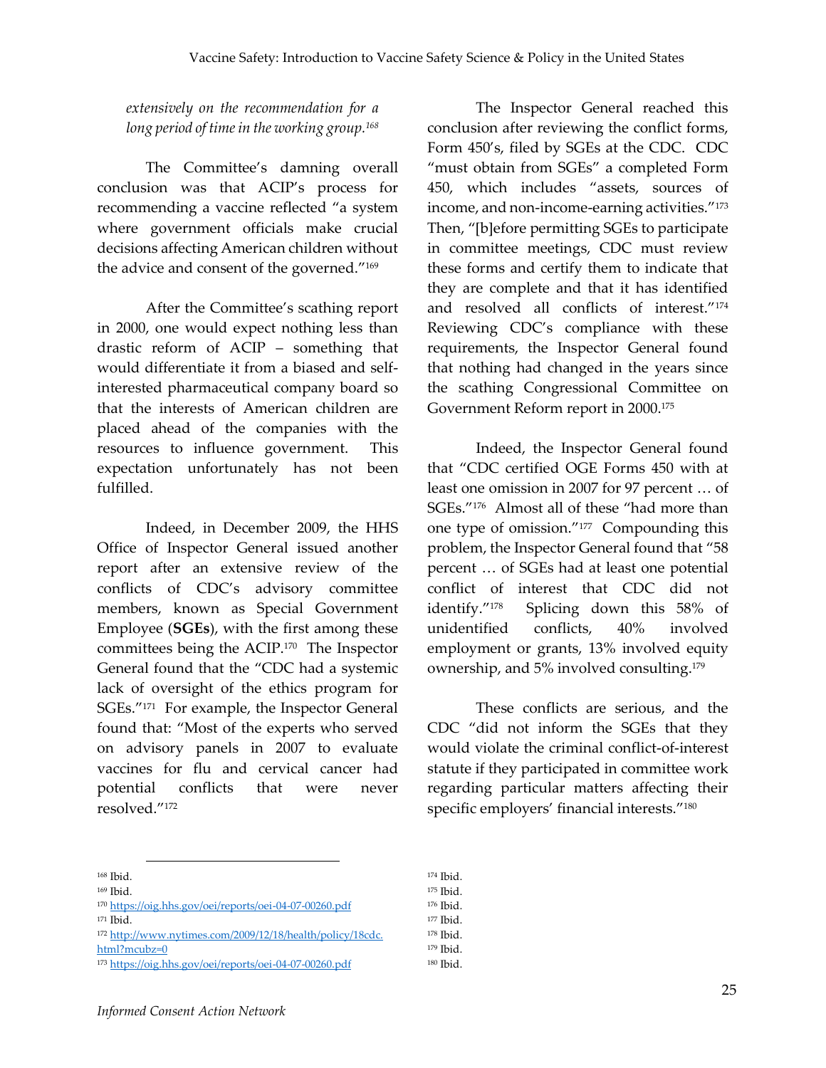*extensively on the recommendation for a long period of time in the working group.*[168]

The Committee's damning overall conclusion was that ACIP's process for recommending a vaccine reflected "a system where government officials make crucial decisions affecting American children without the advice and consent of the governed."[169]

After the Committee's scathing report in 2000, one would expect nothing less than drastic reform of ACIP – something that would differentiate it from a biased and self-interested pharmaceutical company board so that the interests of American children are placed ahead of the companies with the resources to influence government. This expectation unfortunately has not been fulfilled.

Indeed, in December 2009, the HHS Office of Inspector General issued another report after an extensive review of the conflicts of CDC's advisory committee members, known as Special Government Employee (**SGEs**), with the first among these committees being the ACIP.[170] The Inspector General found that the "CDC had a systemic lack of oversight of the ethics program for SGEs."[171] For example, the Inspector General found that: "Most of the experts who served on advisory panels in 2007 to evaluate vaccines for flu and cervical cancer had potential conflicts that were never resolved."[172]

The Inspector General reached this conclusion after reviewing the conflict forms, Form 450's, filed by SGEs at the CDC. CDC "must obtain from SGEs" a completed Form 450, which includes "assets, sources of income, and non-income-earning activities."[173] Then, "[b]efore permitting SGEs to participate in committee meetings, CDC must review these forms and certify them to indicate that they are complete and that it has identified and resolved all conflicts of interest."[174] Reviewing CDC's compliance with these requirements, the Inspector General found that nothing had changed in the years since the scathing Congressional Committee on Government Reform report in 2000.[175]

Indeed, the Inspector General found that "CDC certified OGE Forms 450 with at least one omission in 2007 for 97 percent … of SGEs."[176] Almost all of these "had more than one type of omission."[177] Compounding this problem, the Inspector General found that "58 percent … of SGEs had at least one potential conflict of interest that CDC did not identify."[178] Splicing down this 58% of unidentified conflicts, 40% involved employment or grants, 13% involved equity ownership, and 5% involved consulting.[179]

These conflicts are serious, and the CDC "did not inform the SGEs that they would violate the criminal conflict-of-interest statute if they participated in committee work regarding particular matters affecting their specific employers' financial interests."[180]

---

[168] Ibid.
[169] Ibid.
[170] https://oig.hhs.gov/oei/reports/oei-04-07-00260.pdf
[171] Ibid.
[172] http://www.nytimes.com/2009/12/18/health/policy/18cdc.html?mcubz=0
[173] https://oig.hhs.gov/oei/reports/oei-04-07-00260.pdf
[174] Ibid.
[175] Ibid.
[176] Ibid.
[177] Ibid.
[178] Ibid.
[179] Ibid.
[180] Ibid.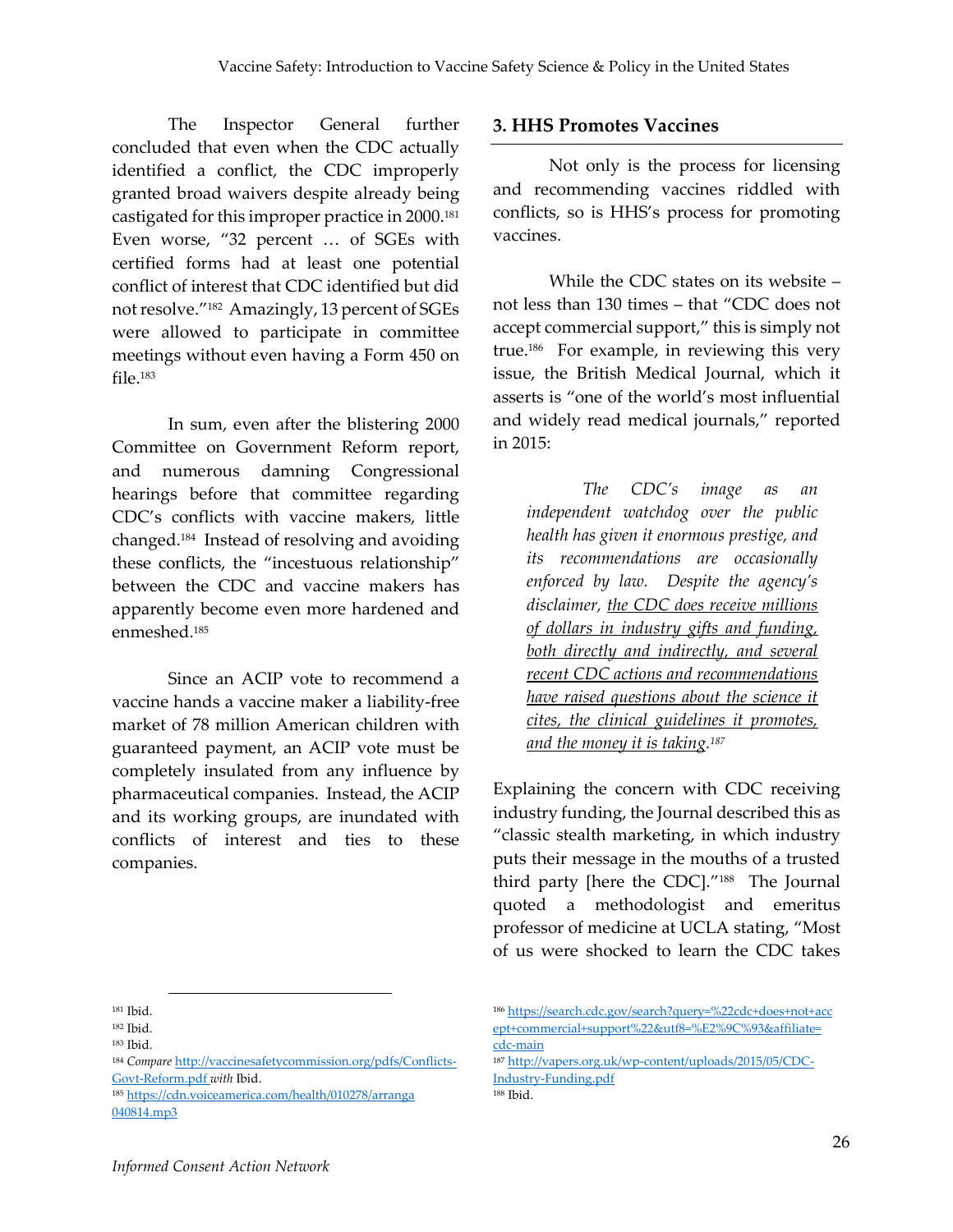The Inspector General further concluded that even when the CDC actually identified a conflict, the CDC improperly granted broad waivers despite already being castigated for this improper practice in 2000.[181] Even worse, "32 percent … of SGEs with certified forms had at least one potential conflict of interest that CDC identified but did not resolve."[182] Amazingly, 13 percent of SGEs were allowed to participate in committee meetings without even having a Form 450 on file.[183]

In sum, even after the blistering 2000 Committee on Government Reform report, and numerous damning Congressional hearings before that committee regarding CDC's conflicts with vaccine makers, little changed.[184] Instead of resolving and avoiding these conflicts, the "incestuous relationship" between the CDC and vaccine makers has apparently become even more hardened and enmeshed.[185]

Since an ACIP vote to recommend a vaccine hands a vaccine maker a liability-free market of 78 million American children with guaranteed payment, an ACIP vote must be completely insulated from any influence by pharmaceutical companies. Instead, the ACIP and its working groups, are inundated with conflicts of interest and ties to these companies.

### 3. HHS Promotes Vaccines

Not only is the process for licensing and recommending vaccines riddled with conflicts, so is HHS's process for promoting vaccines.

While the CDC states on its website – not less than 130 times – that "CDC does not accept commercial support," this is simply not true.[186] For example, in reviewing this very issue, the British Medical Journal, which it asserts is "one of the world's most influential and widely read medical journals," reported in 2015:

> *The CDC's image as an independent watchdog over the public health has given it enormous prestige, and its recommendations are occasionally enforced by law. Despite the agency's disclaimer, the CDC does receive millions of dollars in industry gifts and funding, both directly and indirectly, and several recent CDC actions and recommendations have raised questions about the science it cites, the clinical guidelines it promotes, and the money it is taking.*[187]

Explaining the concern with CDC receiving industry funding, the Journal described this as "classic stealth marketing, in which industry puts their message in the mouths of a trusted third party [here the CDC]."[188] The Journal quoted a methodologist and emeritus professor of medicine at UCLA stating, "Most of us were shocked to learn the CDC takes

---

[181] Ibid.
[182] Ibid.
[183] Ibid.
[184] *Compare* http://vaccinesafetycommission.org/pdfs/Conflicts-Govt-Reform.pdf *with* Ibid.
[185] https://cdn.voiceamerica.com/health/010278/arranga040814.mp3
[186] https://search.cdc.gov/search?query=%22cdc+does+not+accept+commercial+support%22&utf8=%E2%9C%93&affiliate=cdc-main
[187] http://vapers.org.uk/wp-content/uploads/2015/05/CDC-Industry-Funding.pdf
[188] Ibid.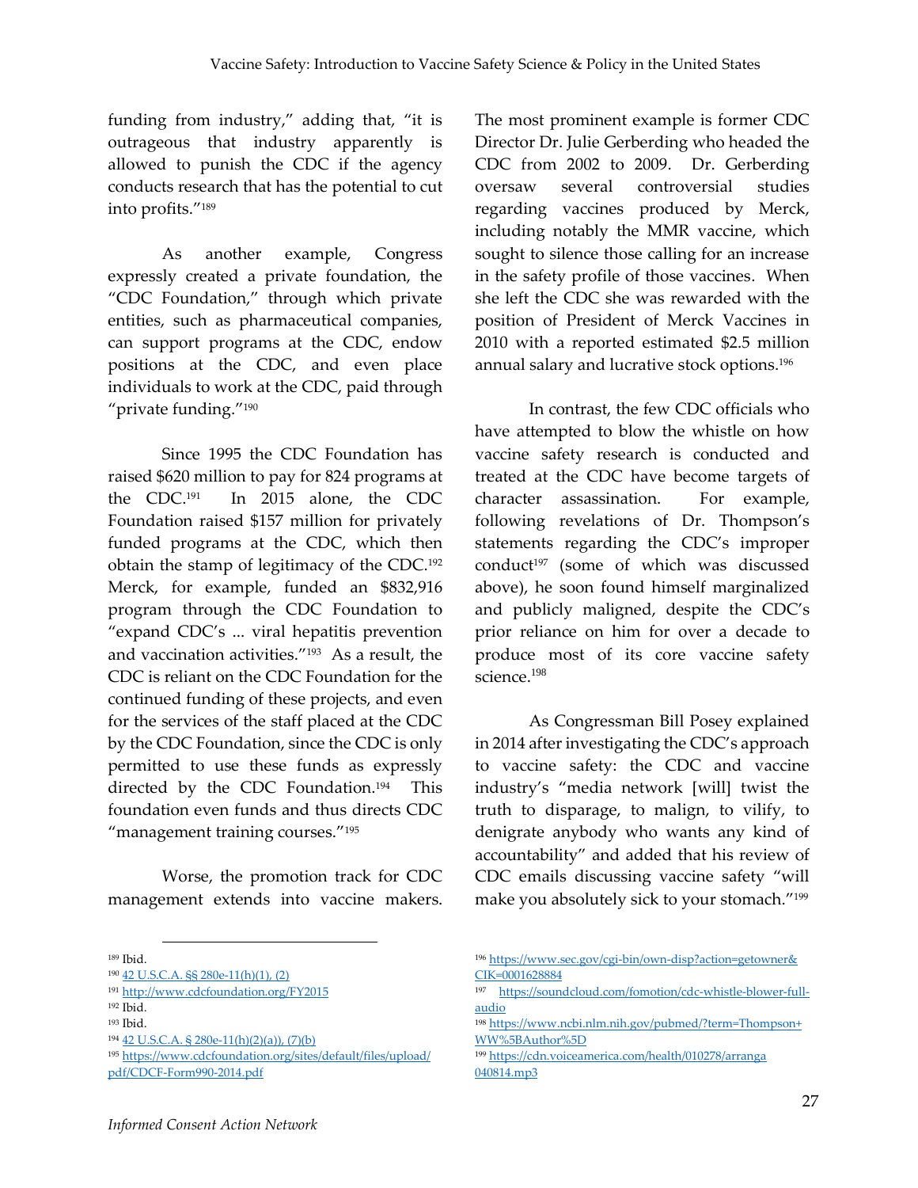funding from industry," adding that, "it is outrageous that industry apparently is allowed to punish the CDC if the agency conducts research that has the potential to cut into profits."[189]

As another example, Congress expressly created a private foundation, the "CDC Foundation," through which private entities, such as pharmaceutical companies, can support programs at the CDC, endow positions at the CDC, and even place individuals to work at the CDC, paid through "private funding."[190]

Since 1995 the CDC Foundation has raised $620 million to pay for 824 programs at the CDC.[191] In 2015 alone, the CDC Foundation raised $157 million for privately funded programs at the CDC, which then obtain the stamp of legitimacy of the CDC.[192] Merck, for example, funded an $832,916 program through the CDC Foundation to "expand CDC's ... viral hepatitis prevention and vaccination activities."[193] As a result, the CDC is reliant on the CDC Foundation for the continued funding of these projects, and even for the services of the staff placed at the CDC by the CDC Foundation, since the CDC is only permitted to use these funds as expressly directed by the CDC Foundation.[194] This foundation even funds and thus directs CDC "management training courses."[195]

Worse, the promotion track for CDC management extends into vaccine makers. The most prominent example is former CDC Director Dr. Julie Gerberding who headed the CDC from 2002 to 2009. Dr. Gerberding oversaw several controversial studies regarding vaccines produced by Merck, including notably the MMR vaccine, which sought to silence those calling for an increase in the safety profile of those vaccines. When she left the CDC she was rewarded with the position of President of Merck Vaccines in 2010 with a reported estimated $2.5 million annual salary and lucrative stock options.[196]

In contrast, the few CDC officials who have attempted to blow the whistle on how vaccine safety research is conducted and treated at the CDC have become targets of character assassination. For example, following revelations of Dr. Thompson's statements regarding the CDC's improper conduct[197] (some of which was discussed above), he soon found himself marginalized and publicly maligned, despite the CDC's prior reliance on him for over a decade to produce most of its core vaccine safety science.[198]

As Congressman Bill Posey explained in 2014 after investigating the CDC's approach to vaccine safety: the CDC and vaccine industry's "media network [will] twist the truth to disparage, to malign, to vilify, to denigrate anybody who wants any kind of accountability" and added that his review of CDC emails discussing vaccine safety "will make you absolutely sick to your stomach."[199]

---

[189] Ibid.

[190] 42 U.S.C.A. §§ 280e-11(h)(1), (2)

[191] http://www.cdcfoundation.org/FY2015

[192] Ibid.

[193] Ibid.

[194] 42 U.S.C.A. § 280e-11(h)(2)(a)), (7)(b)

[195] https://www.cdcfoundation.org/sites/default/files/upload/pdf/CDCF-Form990-2014.pdf

[196] https://www.sec.gov/cgi-bin/own-disp?action=getowner&CIK=0001628884

[197] https://soundcloud.com/fomotion/cdc-whistle-blower-full-audio

[198] https://www.ncbi.nlm.nih.gov/pubmed/?term=Thompson+WW%5BAuthor%5D

[199] https://cdn.voiceamerica.com/health/010278/arranga040814.mp3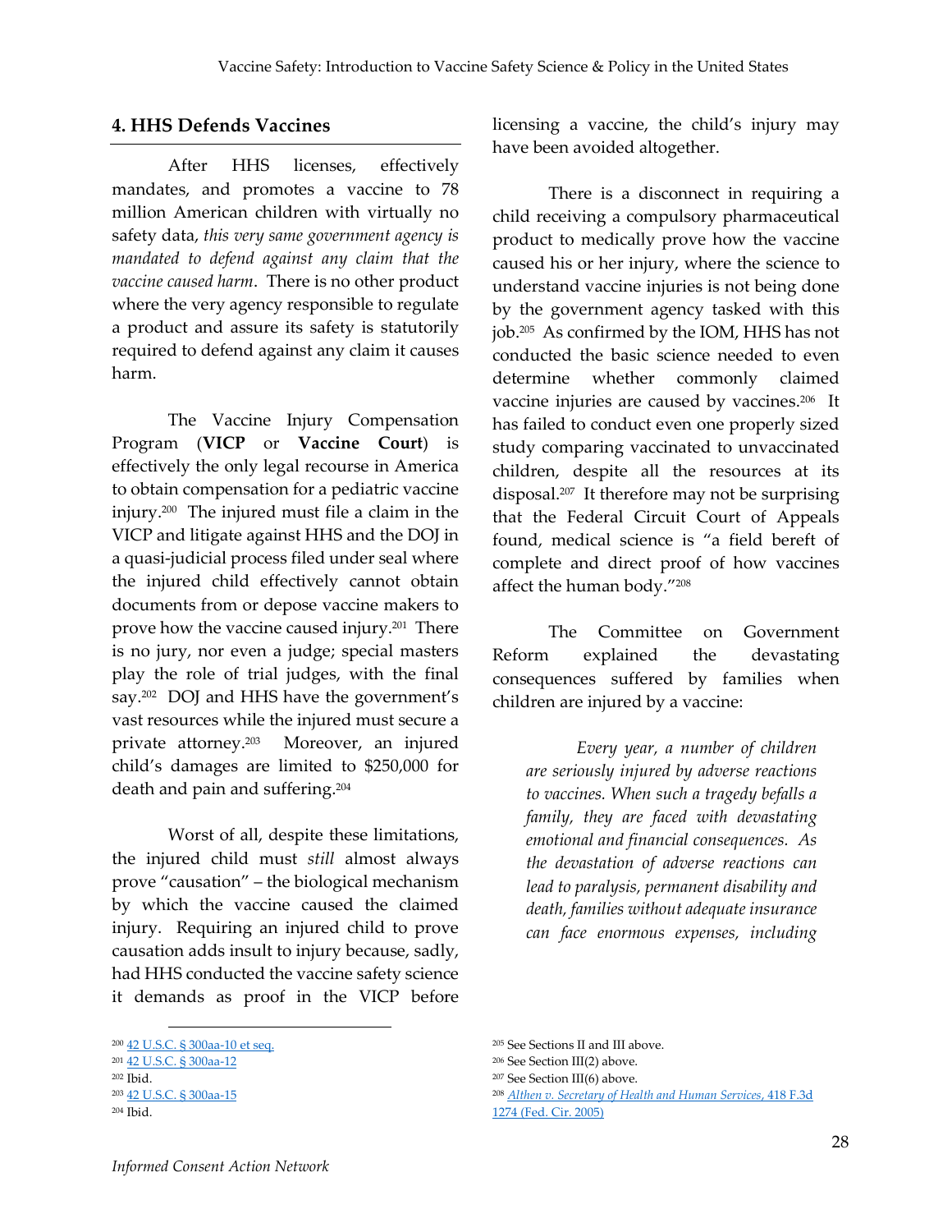## 4. HHS Defends Vaccines

After HHS licenses, effectively mandates, and promotes a vaccine to 78 million American children with virtually no safety data, *this very same government agency is mandated to defend against any claim that the vaccine caused harm*. There is no other product where the very agency responsible to regulate a product and assure its safety is statutorily required to defend against any claim it causes harm.

The Vaccine Injury Compensation Program (**VICP** or **Vaccine Court**) is effectively the only legal recourse in America to obtain compensation for a pediatric vaccine injury.[200] The injured must file a claim in the VICP and litigate against HHS and the DOJ in a quasi-judicial process filed under seal where the injured child effectively cannot obtain documents from or depose vaccine makers to prove how the vaccine caused injury.[201] There is no jury, nor even a judge; special masters play the role of trial judges, with the final say.[202] DOJ and HHS have the government's vast resources while the injured must secure a private attorney.[203] Moreover, an injured child's damages are limited to $250,000 for death and pain and suffering.[204]

Worst of all, despite these limitations, the injured child must *still* almost always prove "causation" – the biological mechanism by which the vaccine caused the claimed injury. Requiring an injured child to prove causation adds insult to injury because, sadly, had HHS conducted the vaccine safety science it demands as proof in the VICP before licensing a vaccine, the child's injury may have been avoided altogether.

There is a disconnect in requiring a child receiving a compulsory pharmaceutical product to medically prove how the vaccine caused his or her injury, where the science to understand vaccine injuries is not being done by the government agency tasked with this job.[205] As confirmed by the IOM, HHS has not conducted the basic science needed to even determine whether commonly claimed vaccine injuries are caused by vaccines.[206] It has failed to conduct even one properly sized study comparing vaccinated to unvaccinated children, despite all the resources at its disposal.[207] It therefore may not be surprising that the Federal Circuit Court of Appeals found, medical science is "a field bereft of complete and direct proof of how vaccines affect the human body."[208]

The Committee on Government Reform explained the devastating consequences suffered by families when children are injured by a vaccine:

> *Every year, a number of children are seriously injured by adverse reactions to vaccines. When such a tragedy befalls a family, they are faced with devastating emotional and financial consequences. As the devastation of adverse reactions can lead to paralysis, permanent disability and death, families without adequate insurance can face enormous expenses, including*

---

[200] 42 U.S.C. § 300aa-10 et seq.
[201] 42 U.S.C. § 300aa-12
[202] Ibid.
[203] 42 U.S.C. § 300aa-15
[204] Ibid.
[205] See Sections II and III above.
[206] See Section III(2) above.
[207] See Section III(6) above.
[208] *Althen v. Secretary of Health and Human Services*, 418 F.3d 1274 (Fed. Cir. 2005)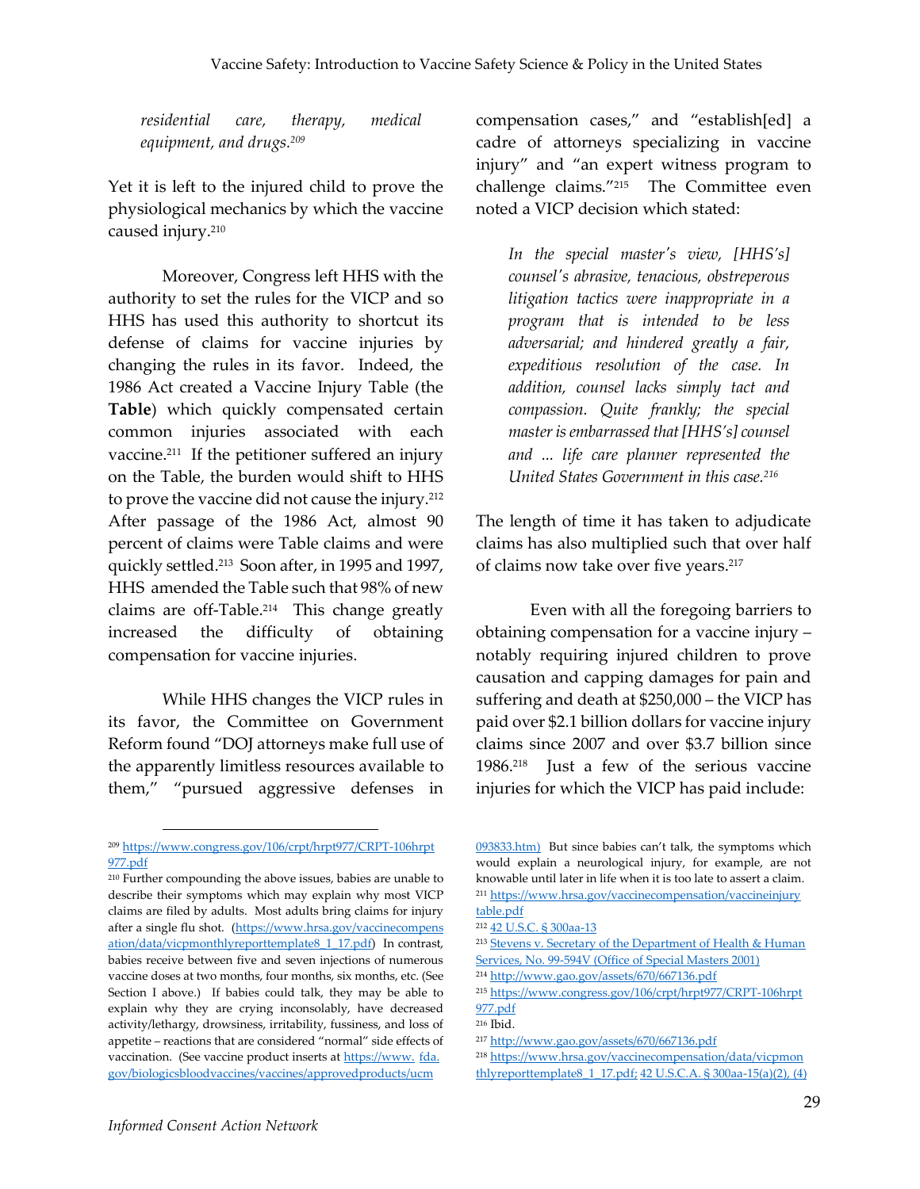*residential care, therapy, medical equipment, and drugs.*[209]

Yet it is left to the injured child to prove the physiological mechanics by which the vaccine caused injury.[210]

Moreover, Congress left HHS with the authority to set the rules for the VICP and so HHS has used this authority to shortcut its defense of claims for vaccine injuries by changing the rules in its favor. Indeed, the 1986 Act created a Vaccine Injury Table (the **Table**) which quickly compensated certain common injuries associated with each vaccine.[211] If the petitioner suffered an injury on the Table, the burden would shift to HHS to prove the vaccine did not cause the injury.[212] After passage of the 1986 Act, almost 90 percent of claims were Table claims and were quickly settled.[213] Soon after, in 1995 and 1997, HHS amended the Table such that 98% of new claims are off-Table.[214] This change greatly increased the difficulty of obtaining compensation for vaccine injuries.

While HHS changes the VICP rules in its favor, the Committee on Government Reform found "DOJ attorneys make full use of the apparently limitless resources available to them," "pursued aggressive defenses in compensation cases," and "establish[ed] a cadre of attorneys specializing in vaccine injury" and "an expert witness program to challenge claims."[215] The Committee even noted a VICP decision which stated:

> *In the special master's view, [HHS's] counsel's abrasive, tenacious, obstreperous litigation tactics were inappropriate in a program that is intended to be less adversarial; and hindered greatly a fair, expeditious resolution of the case. In addition, counsel lacks simply tact and compassion. Quite frankly; the special master is embarrassed that [HHS's] counsel and ... life care planner represented the United States Government in this case.*[216]

The length of time it has taken to adjudicate claims has also multiplied such that over half of claims now take over five years.[217]

Even with all the foregoing barriers to obtaining compensation for a vaccine injury – notably requiring injured children to prove causation and capping damages for pain and suffering and death at $250,000 – the VICP has paid over $2.1 billion dollars for vaccine injury claims since 2007 and over $3.7 billion since 1986.[218] Just a few of the serious vaccine injuries for which the VICP has paid include:

---

[209] https://www.congress.gov/106/crpt/hrpt977/CRPT-106hrpt977.pdf

[210] Further compounding the above issues, babies are unable to describe their symptoms which may explain why most VICP claims are filed by adults. Most adults bring claims for injury after a single flu shot. (https://www.hrsa.gov/vaccinecompensation/data/vicpmonthlyreporttemplate8_1_17.pdf) In contrast, babies receive between five and seven injections of numerous vaccine doses at two months, four months, six months, etc. (See Section I above.) If babies could talk, they may be able to explain why they are crying inconsolably, have decreased activity/lethargy, drowsiness, irritability, fussiness, and loss of appetite – reactions that are considered "normal" side effects of vaccination. (See vaccine product inserts at https://www.fda.gov/biologicsbloodvaccines/vaccines/approvedproducts/ucm093833.htm) But since babies can't talk, the symptoms which would explain a neurological injury, for example, are not knowable until later in life when it is too late to assert a claim.

[211] https://www.hrsa.gov/vaccinecompensation/vaccineinjurytable.pdf

[212] 42 U.S.C. § 300aa-13

[213] Stevens v. Secretary of the Department of Health & Human Services, No. 99-594V (Office of Special Masters 2001)

[214] http://www.gao.gov/assets/670/667136.pdf

[215] https://www.congress.gov/106/crpt/hrpt977/CRPT-106hrpt977.pdf

[216] Ibid.

[217] http://www.gao.gov/assets/670/667136.pdf

[218] https://www.hrsa.gov/vaccinecompensation/data/vicpmonthlyreporttemplate8_1_17.pdf; 42 U.S.C.A. § 300aa-15(a)(2), (4)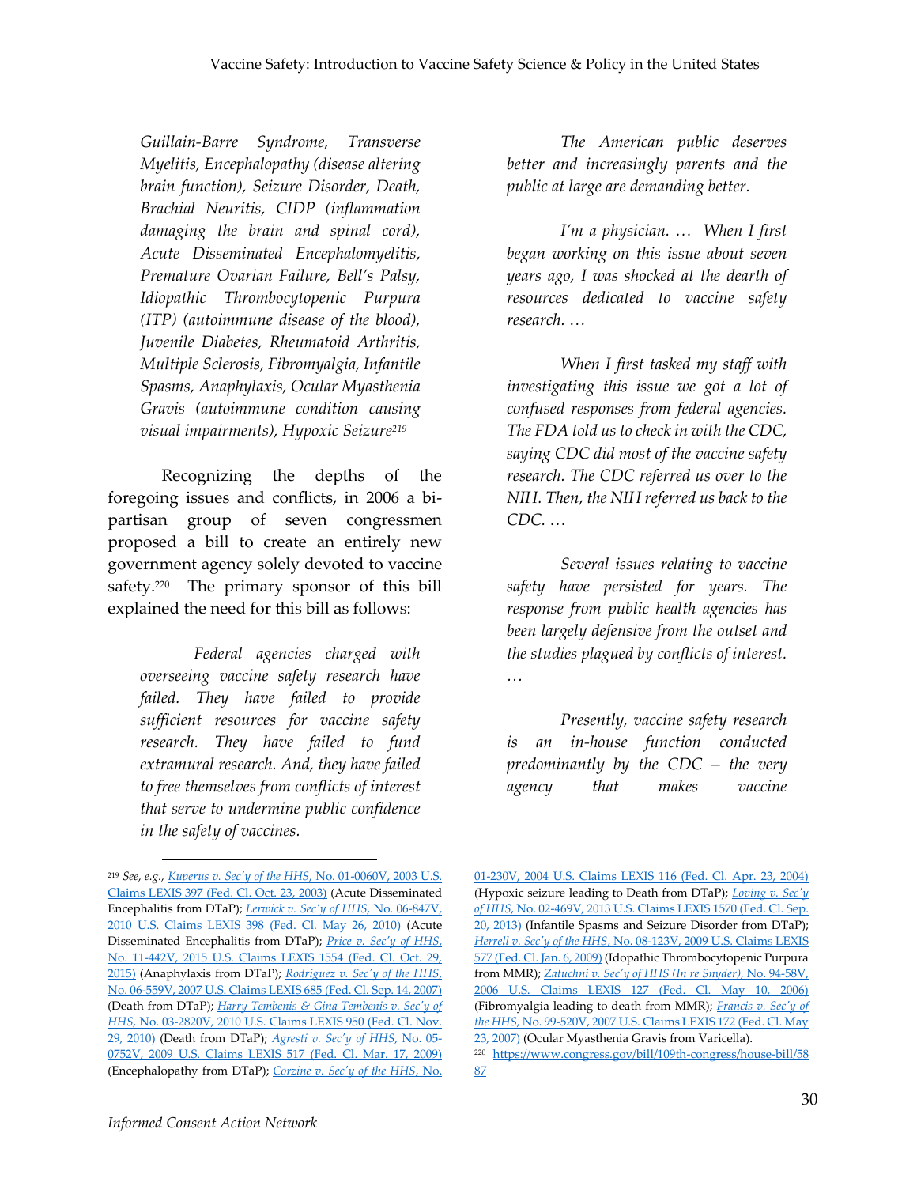*Guillain-Barre Syndrome, Transverse Myelitis, Encephalopathy (disease altering brain function), Seizure Disorder, Death, Brachial Neuritis, CIDP (inflammation damaging the brain and spinal cord), Acute Disseminated Encephalomyelitis, Premature Ovarian Failure, Bell's Palsy, Idiopathic Thrombocytopenic Purpura (ITP) (autoimmune disease of the blood), Juvenile Diabetes, Rheumatoid Arthritis, Multiple Sclerosis, Fibromyalgia, Infantile Spasms, Anaphylaxis, Ocular Myasthenia Gravis (autoimmune condition causing visual impairments), Hypoxic Seizure*[219]

Recognizing the depths of the foregoing issues and conflicts, in 2006 a bi-partisan group of seven congressmen proposed a bill to create an entirely new government agency solely devoted to vaccine safety.[220] The primary sponsor of this bill explained the need for this bill as follows:

> *Federal agencies charged with overseeing vaccine safety research have failed. They have failed to provide sufficient resources for vaccine safety research. They have failed to fund extramural research. And, they have failed to free themselves from conflicts of interest that serve to undermine public confidence in the safety of vaccines.*
>
> *The American public deserves better and increasingly parents and the public at large are demanding better.*
>
> *I'm a physician. … When I first began working on this issue about seven years ago, I was shocked at the dearth of resources dedicated to vaccine safety research. …*
>
> *When I first tasked my staff with investigating this issue we got a lot of confused responses from federal agencies. The FDA told us to check in with the CDC, saying CDC did most of the vaccine safety research. The CDC referred us over to the NIH. Then, the NIH referred us back to the CDC. …*
>
> *Several issues relating to vaccine safety have persisted for years. The response from public health agencies has been largely defensive from the outset and the studies plagued by conflicts of interest. …*
>
> *Presently, vaccine safety research is an in-house function conducted predominantly by the CDC – the very agency that makes vaccine*

---

[219] *See, e.g., Kuperus v. Sec'y of the HHS*, No. 01-0060V, 2003 U.S. Claims LEXIS 397 (Fed. Cl. Oct. 23, 2003) (Acute Disseminated Encephalitis from DTaP); *Lerwick v. Sec'y of HHS*, No. 06-847V, 2010 U.S. Claims LEXIS 398 (Fed. Cl. May 26, 2010) (Acute Disseminated Encephalitis from DTaP); *Price v. Sec'y of HHS*, No. 11-442V, 2015 U.S. Claims LEXIS 1554 (Fed. Cl. Oct. 29, 2015) (Anaphylaxis from DTaP); *Rodriguez v. Sec'y of the HHS*, No. 06-559V, 2007 U.S. Claims LEXIS 685 (Fed. Cl. Sep. 14, 2007) (Death from DTaP); *Harry Tembenis & Gina Tembenis v. Sec'y of HHS*, No. 03-2820V, 2010 U.S. Claims LEXIS 950 (Fed. Cl. Nov. 29, 2010) (Death from DTaP); *Agresti v. Sec'y of HHS*, No. 05-0752V, 2009 U.S. Claims LEXIS 517 (Fed. Cl. Mar. 17, 2009) (Encephalopathy from DTaP); *Corzine v. Sec'y of the HHS*, No. 01-230V, 2004 U.S. Claims LEXIS 116 (Fed. Cl. Apr. 23, 2004) (Hypoxic seizure leading to Death from DTaP); *Loving v. Sec'y of HHS*, No. 02-469V, 2013 U.S. Claims LEXIS 1570 (Fed. Cl. Sep. 20, 2013) (Infantile Spasms and Seizure Disorder from DTaP); *Herrell v. Sec'y of the HHS*, No. 08-123V, 2009 U.S. Claims LEXIS 577 (Fed. Cl. Jan. 6, 2009) (Idopathic Thrombocytopenic Purpura from MMR); *Zatuchni v. Sec'y of HHS (In re Snyder)*, No. 94-58V, 2006 U.S. Claims LEXIS 127 (Fed. Cl. May 10, 2006) (Fibromyalgia leading to death from MMR); *Francis v. Sec'y of the HHS*, No. 99-520V, 2007 U.S. Claims LEXIS 172 (Fed. Cl. May 23, 2007) (Ocular Myasthenia Gravis from Varicella).

[220] https://www.congress.gov/bill/109th-congress/house-bill/5887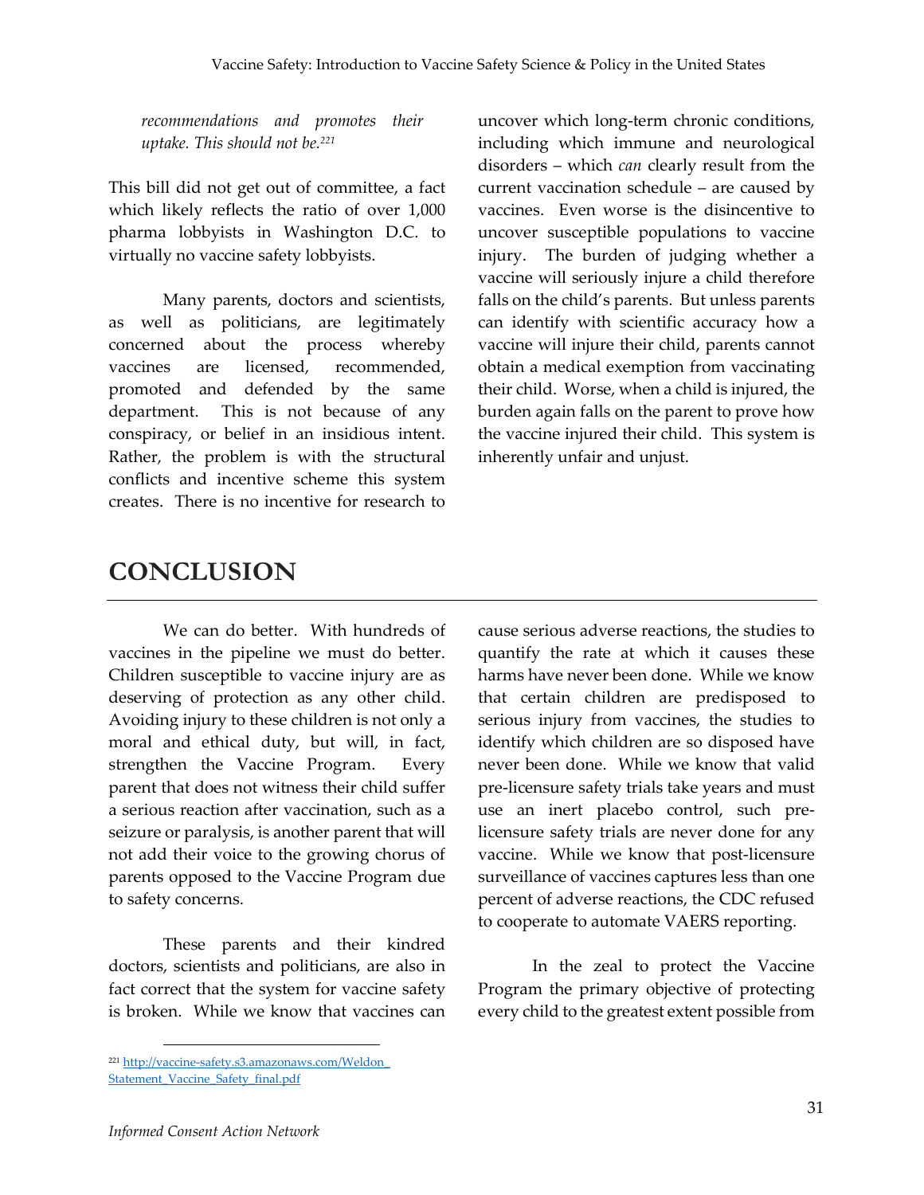*recommendations and promotes their uptake. This should not be.*[221]

This bill did not get out of committee, a fact which likely reflects the ratio of over 1,000 pharma lobbyists in Washington D.C. to virtually no vaccine safety lobbyists.

Many parents, doctors and scientists, as well as politicians, are legitimately concerned about the process whereby vaccines are licensed, recommended, promoted and defended by the same department. This is not because of any conspiracy, or belief in an insidious intent. Rather, the problem is with the structural conflicts and incentive scheme this system creates. There is no incentive for research to uncover which long-term chronic conditions, including which immune and neurological disorders – which *can* clearly result from the current vaccination schedule – are caused by vaccines. Even worse is the disincentive to uncover susceptible populations to vaccine injury. The burden of judging whether a vaccine will seriously injure a child therefore falls on the child's parents. But unless parents can identify with scientific accuracy how a vaccine will injure their child, parents cannot obtain a medical exemption from vaccinating their child. Worse, when a child is injured, the burden again falls on the parent to prove how the vaccine injured their child. This system is inherently unfair and unjust.

# CONCLUSION

We can do better. With hundreds of vaccines in the pipeline we must do better. Children susceptible to vaccine injury are as deserving of protection as any other child. Avoiding injury to these children is not only a moral and ethical duty, but will, in fact, strengthen the Vaccine Program. Every parent that does not witness their child suffer a serious reaction after vaccination, such as a seizure or paralysis, is another parent that will not add their voice to the growing chorus of parents opposed to the Vaccine Program due to safety concerns.

These parents and their kindred doctors, scientists and politicians, are also in fact correct that the system for vaccine safety is broken. While we know that vaccines can cause serious adverse reactions, the studies to quantify the rate at which it causes these harms have never been done. While we know that certain children are predisposed to serious injury from vaccines, the studies to identify which children are so disposed have never been done. While we know that valid pre-licensure safety trials take years and must use an inert placebo control, such pre-licensure safety trials are never done for any vaccine. While we know that post-licensure surveillance of vaccines captures less than one percent of adverse reactions, the CDC refused to cooperate to automate VAERS reporting.

In the zeal to protect the Vaccine Program the primary objective of protecting every child to the greatest extent possible from

---

[221] http://vaccine-safety.s3.amazonaws.com/Weldon_Statement_Vaccine_Safety_final.pdf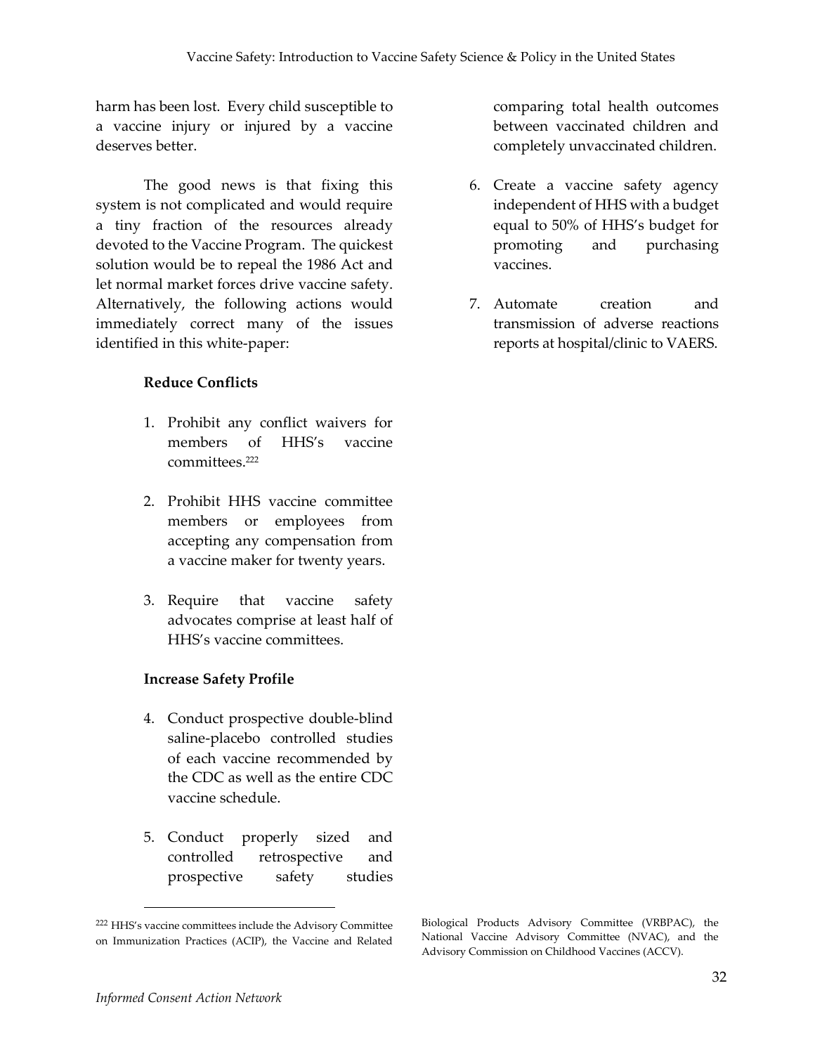harm has been lost. Every child susceptible to a vaccine injury or injured by a vaccine deserves better.

The good news is that fixing this system is not complicated and would require a tiny fraction of the resources already devoted to the Vaccine Program. The quickest solution would be to repeal the 1986 Act and let normal market forces drive vaccine safety. Alternatively, the following actions would immediately correct many of the issues identified in this white-paper:

**Reduce Conflicts**

1. Prohibit any conflict waivers for members of HHS's vaccine committees.[222]

2. Prohibit HHS vaccine committee members or employees from accepting any compensation from a vaccine maker for twenty years.

3. Require that vaccine safety advocates comprise at least half of HHS's vaccine committees.

**Increase Safety Profile**

4. Conduct prospective double-blind saline-placebo controlled studies of each vaccine recommended by the CDC as well as the entire CDC vaccine schedule.

5. Conduct properly sized and controlled retrospective and prospective safety studies comparing total health outcomes between vaccinated children and completely unvaccinated children.

6. Create a vaccine safety agency independent of HHS with a budget equal to 50% of HHS's budget for promoting and purchasing vaccines.

7. Automate creation and transmission of adverse reactions reports at hospital/clinic to VAERS.

---

[222] HHS's vaccine committees include the Advisory Committee on Immunization Practices (ACIP), the Vaccine and Related Biological Products Advisory Committee (VRBPAC), the National Vaccine Advisory Committee (NVAC), and the Advisory Commission on Childhood Vaccines (ACCV).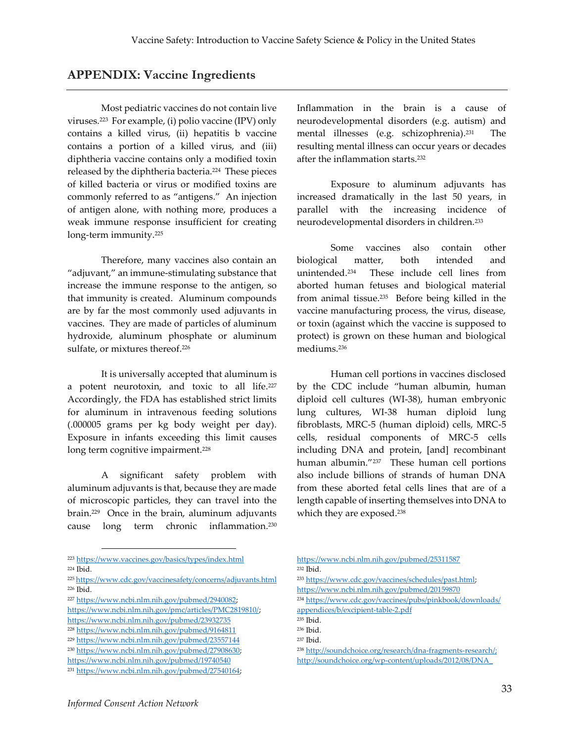## APPENDIX: Vaccine Ingredients

Most pediatric vaccines do not contain live viruses.[223] For example, (i) polio vaccine (IPV) only contains a killed virus, (ii) hepatitis b vaccine contains a portion of a killed virus, and (iii) diphtheria vaccine contains only a modified toxin released by the diphtheria bacteria.[224] These pieces of killed bacteria or virus or modified toxins are commonly referred to as "antigens." An injection of antigen alone, with nothing more, produces a weak immune response insufficient for creating long-term immunity.[225]

Therefore, many vaccines also contain an "adjuvant," an immune-stimulating substance that increase the immune response to the antigen, so that immunity is created. Aluminum compounds are by far the most commonly used adjuvants in vaccines. They are made of particles of aluminum hydroxide, aluminum phosphate or aluminum sulfate, or mixtures thereof.[226]

It is universally accepted that aluminum is a potent neurotoxin, and toxic to all life.[227] Accordingly, the FDA has established strict limits for aluminum in intravenous feeding solutions (.000005 grams per kg body weight per day). Exposure in infants exceeding this limit causes long term cognitive impairment.[228]

A significant safety problem with aluminum adjuvants is that, because they are made of microscopic particles, they can travel into the brain.[229] Once in the brain, aluminum adjuvants cause long term chronic inflammation.[230] Inflammation in the brain is a cause of neurodevelopmental disorders (e.g. autism) and mental illnesses (e.g. schizophrenia).[231] The resulting mental illness can occur years or decades after the inflammation starts.[232]

Exposure to aluminum adjuvants has increased dramatically in the last 50 years, in parallel with the increasing incidence of neurodevelopmental disorders in children.[233]

Some vaccines also contain other biological matter, both intended and unintended.[234] These include cell lines from aborted human fetuses and biological material from animal tissue.[235] Before being killed in the vaccine manufacturing process, the virus, disease, or toxin (against which the vaccine is supposed to protect) is grown on these human and biological mediums.[236]

Human cell portions in vaccines disclosed by the CDC include "human albumin, human diploid cell cultures (WI-38), human embryonic lung cultures, WI-38 human diploid lung fibroblasts, MRC-5 (human diploid) cells, MRC-5 cells, residual components of MRC-5 cells including DNA and protein, [and] recombinant human albumin."[237] These human cell portions also include billions of strands of human DNA from these aborted fetal cells lines that are of a length capable of inserting themselves into DNA to which they are exposed.[238]

---

[223] https://www.vaccines.gov/basics/types/index.html
[224] Ibid.
[225] https://www.cdc.gov/vaccinesafety/concerns/adjuvants.html
[226] Ibid.
[227] https://www.ncbi.nlm.nih.gov/pubmed/2940082; https://www.ncbi.nlm.nih.gov/pmc/articles/PMC2819810/; https://www.ncbi.nlm.nih.gov/pubmed/23932735
[228] https://www.ncbi.nlm.nih.gov/pubmed/9164811
[229] https://www.ncbi.nlm.nih.gov/pubmed/23557144
[230] https://www.ncbi.nlm.nih.gov/pubmed/27908630; https://www.ncbi.nlm.nih.gov/pubmed/19740540
[231] https://www.ncbi.nlm.nih.gov/pubmed/27540164; https://www.ncbi.nlm.nih.gov/pubmed/25311587
[232] Ibid.
[233] https://www.cdc.gov/vaccines/schedules/past.html; https://www.ncbi.nlm.nih.gov/pubmed/20159870
[234] https://www.cdc.gov/vaccines/pubs/pinkbook/downloads/appendices/b/excipient-table-2.pdf
[235] Ibid.
[236] Ibid.
[237] Ibid.
[238] http://soundchoice.org/research/dna-fragments-research/; http://soundchoice.org/wp-content/uploads/2012/08/DNA_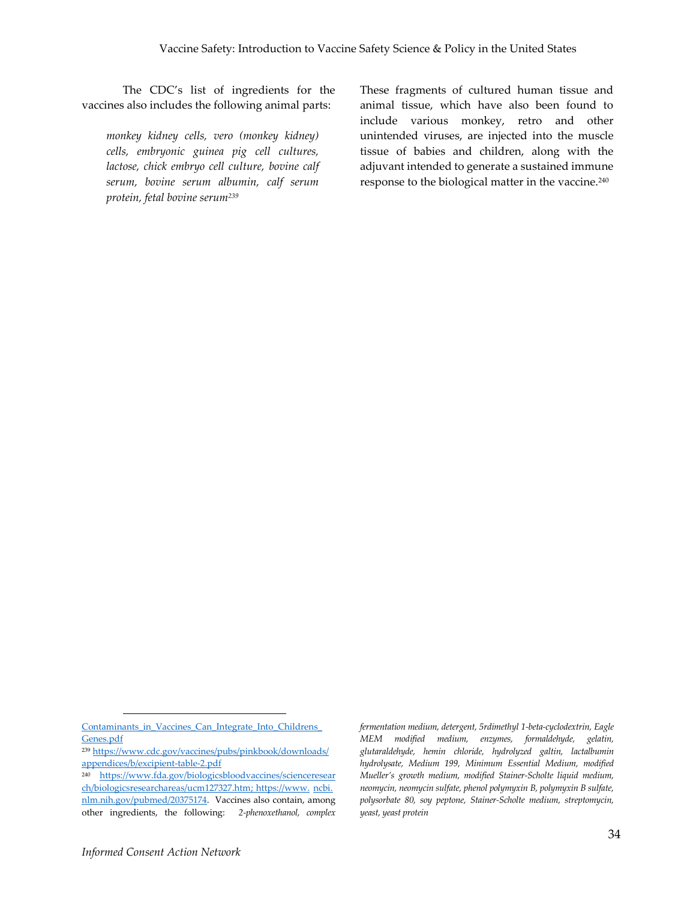The CDC's list of ingredients for the vaccines also includes the following animal parts:

> *monkey kidney cells, vero (monkey kidney) cells, embryonic guinea pig cell cultures, lactose, chick embryo cell culture, bovine calf serum, bovine serum albumin, calf serum protein, fetal bovine serum*[239]

These fragments of cultured human tissue and animal tissue, which have also been found to include various monkey, retro and other unintended viruses, are injected into the muscle tissue of babies and children, along with the adjuvant intended to generate a sustained immune response to the biological matter in the vaccine.[240]

---

[Contaminants_in_Vaccines_Can_Integrate_Into_Childrens_Genes.pdf](Contaminants_in_Vaccines_Can_Integrate_Into_Childrens_Genes.pdf)

[239] [https://www.cdc.gov/vaccines/pubs/pinkbook/downloads/appendices/b/excipient-table-2.pdf](https://www.cdc.gov/vaccines/pubs/pinkbook/downloads/appendices/b/excipient-table-2.pdf)

[240] [https://www.fda.gov/biologicsbloodvaccines/scienceresearch/biologicsresearchareas/ucm127327.htm](https://www.fda.gov/biologicsbloodvaccines/scienceresearch/biologicsresearchareas/ucm127327.htm); [https://www.ncbi.nlm.nih.gov/pubmed/20375174](https://www.ncbi.nlm.nih.gov/pubmed/20375174). Vaccines also contain, among other ingredients, the following: *2-phenoxethanol, complex fermentation medium, detergent, 5rdimethyl 1-beta-cyclodextrin, Eagle MEM modified medium, enzymes, formaldehyde, gelatin, glutaraldehyde, hemin chloride, hydrolyzed galtin, lactalbumin hydrolysate, Medium 199, Minimum Essential Medium, modified Mueller's growth medium, modified Stainer-Scholte liquid medium, neomycin, neomycin sulfate, phenol polymyxin B, polymyxin B sulfate, polysorbate 80, soy peptone, Stainer-Scholte medium, streptomycin, yeast, yeast protein*